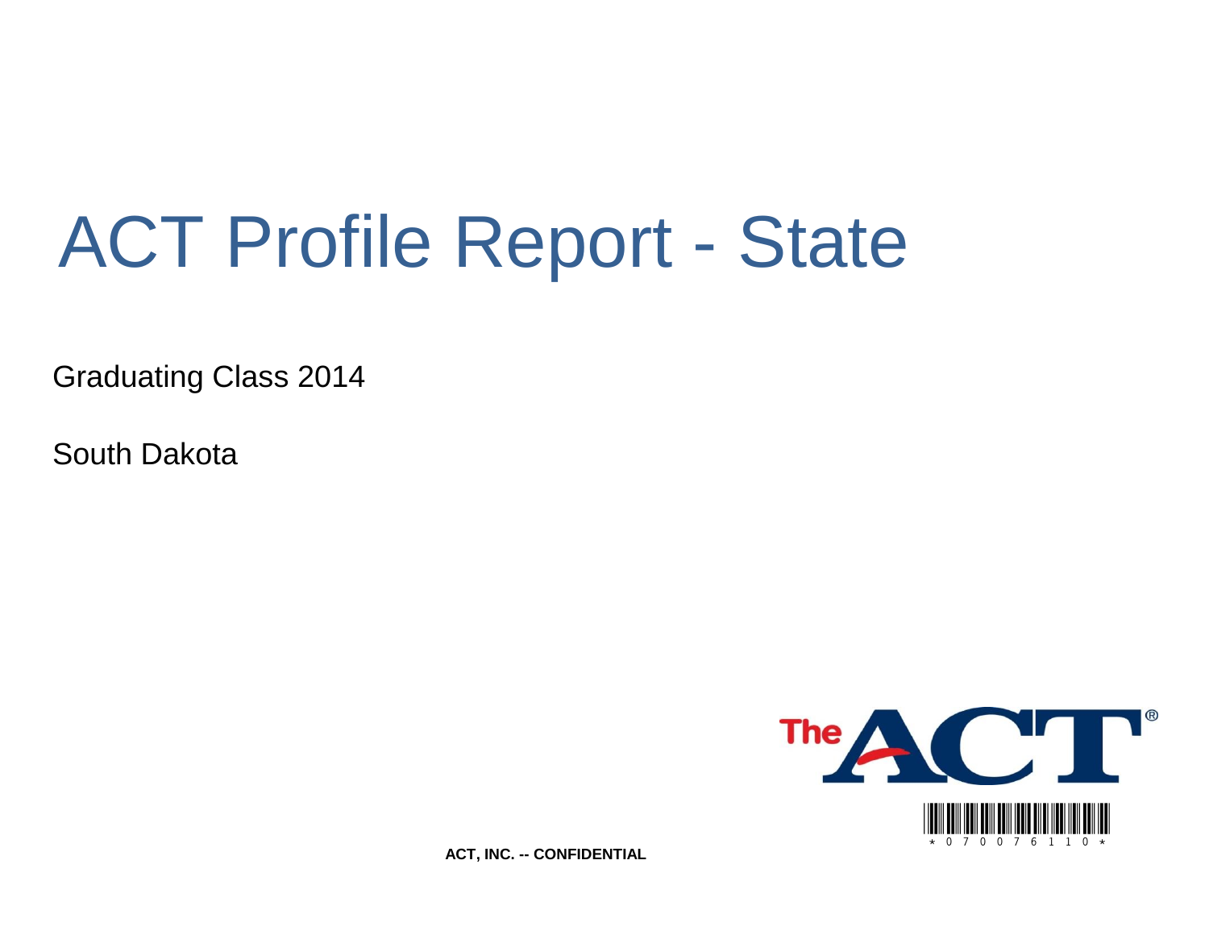# ACT Profile Report - State

Graduating Class 2014

South Dakota

\* 0 7 0 0 7 6 1 1 0 \*

**ACT, INC. -- CONFIDENTIAL**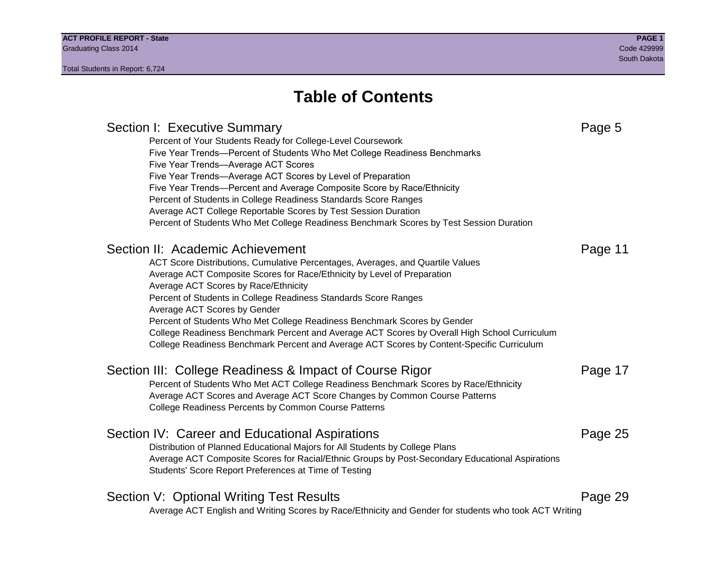# Table of Contents

## Section I: Executive Summary — Page 5

- Percent of Your Students Ready for College-Level Coursework
- Five Year Trends—Percent of Students Who Met College Readiness Benchmarks
- Five Year Trends—Average ACT Scores
- Five Year Trends—Average ACT Scores by Level of Preparation
- Five Year Trends—Percent and Average Composite Score by Race/Ethnicity
- Percent of Students in College Readiness Standards Score Ranges
- Average ACT College Reportable Scores by Test Session Duration
- Percent of Students Who Met College Readiness Benchmark Scores by Test Session Duration

## Section II: Academic Achievement — Page 11

- ACT Score Distributions, Cumulative Percentages, Averages, and Quartile Values
- Average ACT Composite Scores for Race/Ethnicity by Level of Preparation
- Average ACT Scores by Race/Ethnicity
- Percent of Students in College Readiness Standards Score Ranges
- Average ACT Scores by Gender
- Percent of Students Who Met College Readiness Benchmark Scores by Gender
- College Readiness Benchmark Percent and Average ACT Scores by Overall High School Curriculum
- College Readiness Benchmark Percent and Average ACT Scores by Content-Specific Curriculum

## Section III: College Readiness & Impact of Course Rigor — Page 17

- Percent of Students Who Met ACT College Readiness Benchmark Scores by Race/Ethnicity
- Average ACT Scores and Average ACT Score Changes by Common Course Patterns
- College Readiness Percents by Common Course Patterns

## Section IV: Career and Educational Aspirations — Page 25

- Distribution of Planned Educational Majors for All Students by College Plans
- Average ACT Composite Scores for Racial/Ethnic Groups by Post-Secondary Educational Aspirations
- Students' Score Report Preferences at Time of Testing

## Section V: Optional Writing Test Results — Page 29

- Average ACT English and Writing Scores by Race/Ethnicity and Gender for students who took ACT Writing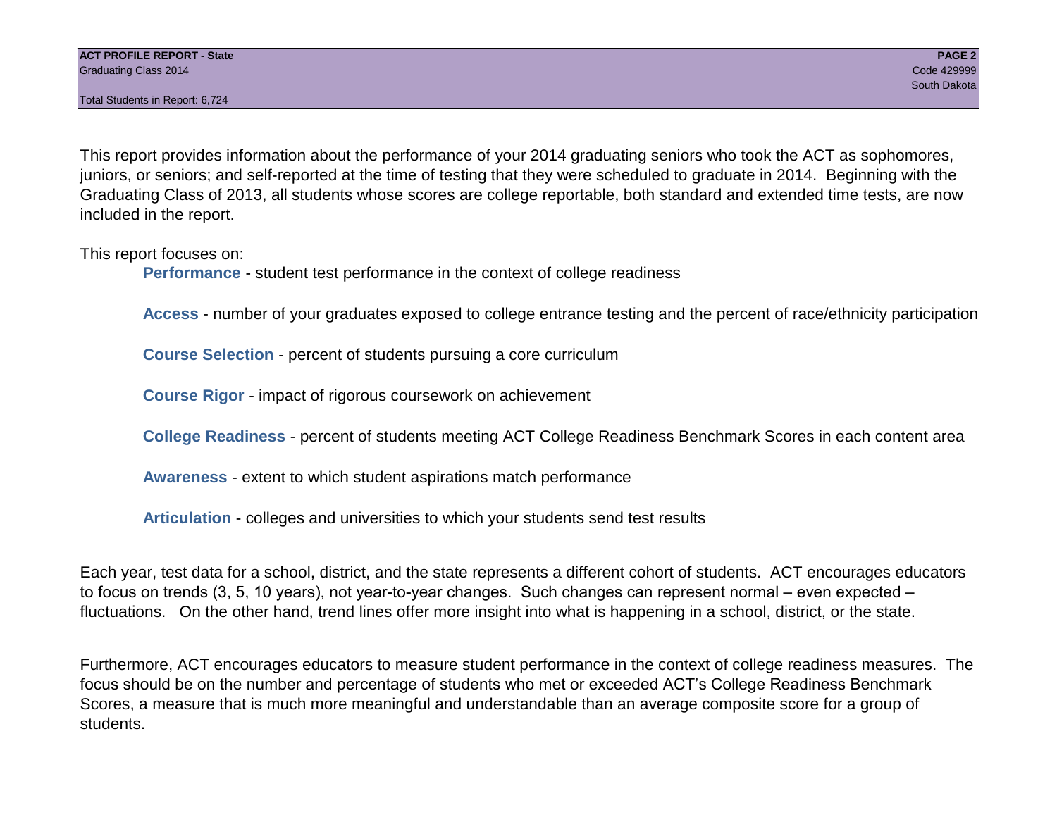This report provides information about the performance of your 2014 graduating seniors who took the ACT as sophomores, juniors, or seniors; and self-reported at the time of testing that they were scheduled to graduate in 2014. Beginning with the Graduating Class of 2013, all students whose scores are college reportable, both standard and extended time tests, are now included in the report.

This report focuses on:

- **Performance** - student test performance in the context of college readiness
- **Access** - number of your graduates exposed to college entrance testing and the percent of race/ethnicity participation
- **Course Selection** - percent of students pursuing a core curriculum
- **Course Rigor** - impact of rigorous coursework on achievement
- **College Readiness** - percent of students meeting ACT College Readiness Benchmark Scores in each content area
- **Awareness** - extent to which student aspirations match performance
- **Articulation** - colleges and universities to which your students send test results

Each year, test data for a school, district, and the state represents a different cohort of students. ACT encourages educators to focus on trends (3, 5, 10 years), not year-to-year changes. Such changes can represent normal – even expected – fluctuations. On the other hand, trend lines offer more insight into what is happening in a school, district, or the state.

Furthermore, ACT encourages educators to measure student performance in the context of college readiness measures. The focus should be on the number and percentage of students who met or exceeded ACT's College Readiness Benchmark Scores, a measure that is much more meaningful and understandable than an average composite score for a group of students.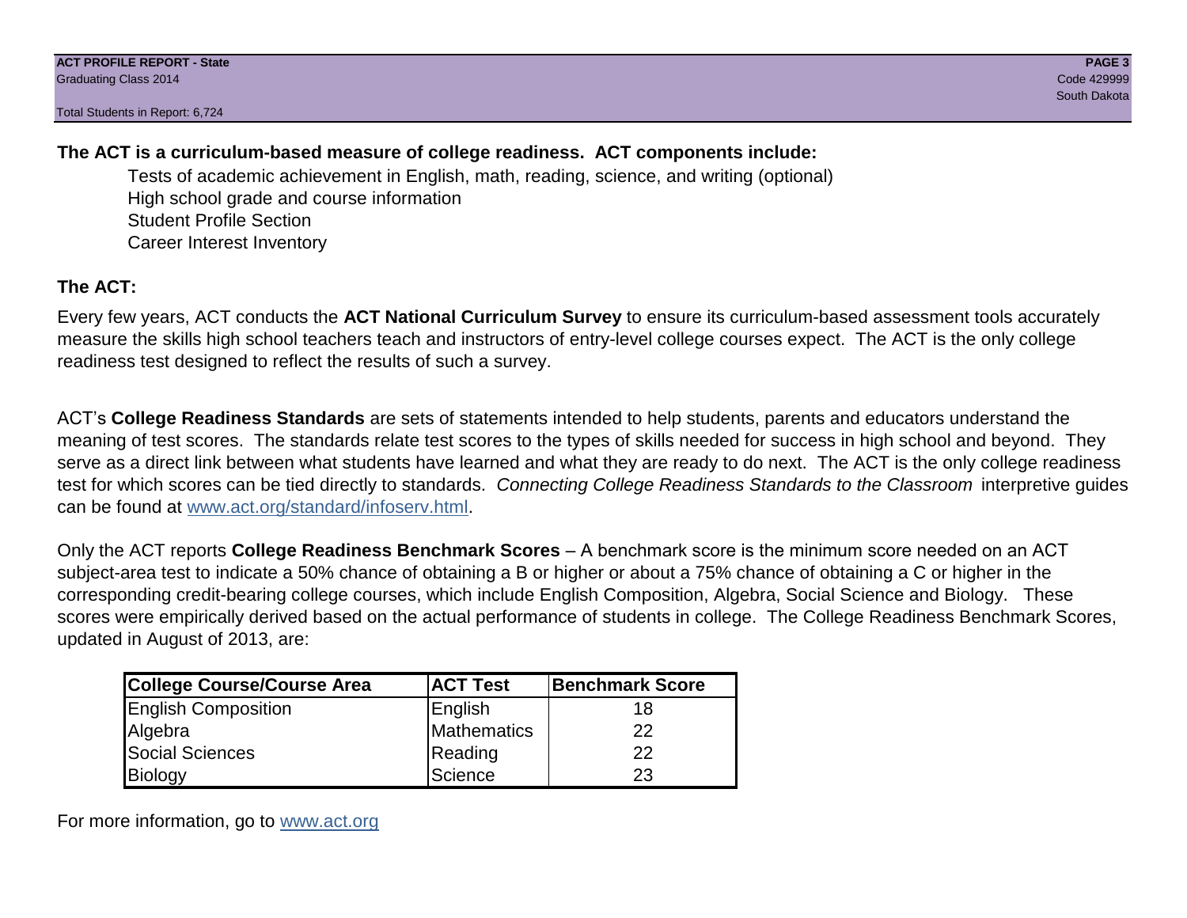**The ACT is a curriculum-based measure of college readiness. ACT components include:**

Tests of academic achievement in English, math, reading, science, and writing (optional)
High school grade and course information
Student Profile Section
Career Interest Inventory

**The ACT:**

Every few years, ACT conducts the **ACT National Curriculum Survey** to ensure its curriculum-based assessment tools accurately measure the skills high school teachers teach and instructors of entry-level college courses expect. The ACT is the only college readiness test designed to reflect the results of such a survey.

ACT's **College Readiness Standards** are sets of statements intended to help students, parents and educators understand the meaning of test scores. The standards relate test scores to the types of skills needed for success in high school and beyond. They serve as a direct link between what students have learned and what they are ready to do next. The ACT is the only college readiness test for which scores can be tied directly to standards. *Connecting College Readiness Standards to the Classroom* interpretive guides can be found at www.act.org/standard/infoserv.html.

Only the ACT reports **College Readiness Benchmark Scores** – A benchmark score is the minimum score needed on an ACT subject-area test to indicate a 50% chance of obtaining a B or higher or about a 75% chance of obtaining a C or higher in the corresponding credit-bearing college courses, which include English Composition, Algebra, Social Science and Biology. These scores were empirically derived based on the actual performance of students in college. The College Readiness Benchmark Scores, updated in August of 2013, are:

| College Course/Course Area | ACT Test | Benchmark Score |
|---|---|---|
| English Composition | English | 18 |
| Algebra | Mathematics | 22 |
| Social Sciences | Reading | 22 |
| Biology | Science | 23 |

For more information, go to www.act.org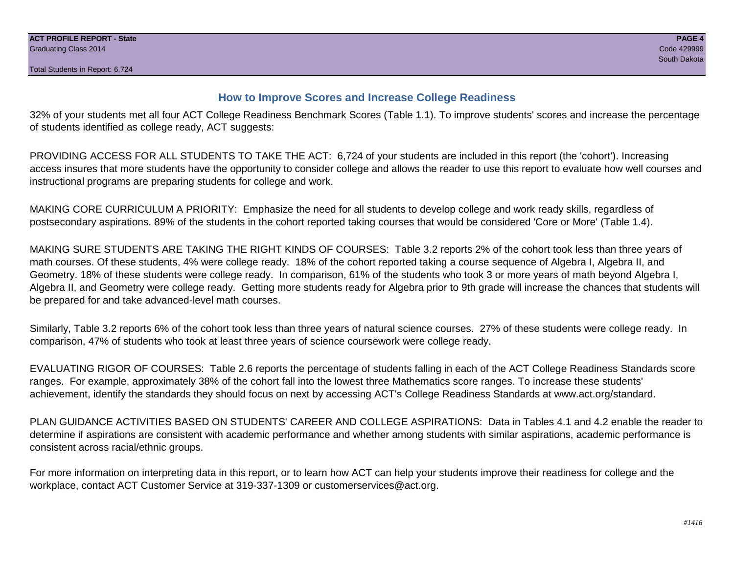## How to Improve Scores and Increase College Readiness

32% of your students met all four ACT College Readiness Benchmark Scores (Table 1.1). To improve students' scores and increase the percentage of students identified as college ready, ACT suggests:

PROVIDING ACCESS FOR ALL STUDENTS TO TAKE THE ACT: 6,724 of your students are included in this report (the 'cohort'). Increasing access insures that more students have the opportunity to consider college and allows the reader to use this report to evaluate how well courses and instructional programs are preparing students for college and work.

MAKING CORE CURRICULUM A PRIORITY: Emphasize the need for all students to develop college and work ready skills, regardless of postsecondary aspirations. 89% of the students in the cohort reported taking courses that would be considered 'Core or More' (Table 1.4).

MAKING SURE STUDENTS ARE TAKING THE RIGHT KINDS OF COURSES: Table 3.2 reports 2% of the cohort took less than three years of math courses. Of these students, 4% were college ready. 18% of the cohort reported taking a course sequence of Algebra I, Algebra II, and Geometry. 18% of these students were college ready. In comparison, 61% of the students who took 3 or more years of math beyond Algebra I, Algebra II, and Geometry were college ready. Getting more students ready for Algebra prior to 9th grade will increase the chances that students will be prepared for and take advanced-level math courses.

Similarly, Table 3.2 reports 6% of the cohort took less than three years of natural science courses. 27% of these students were college ready. In comparison, 47% of students who took at least three years of science coursework were college ready.

EVALUATING RIGOR OF COURSES: Table 2.6 reports the percentage of students falling in each of the ACT College Readiness Standards score ranges. For example, approximately 38% of the cohort fall into the lowest three Mathematics score ranges. To increase these students' achievement, identify the standards they should focus on next by accessing ACT's College Readiness Standards at www.act.org/standard.

PLAN GUIDANCE ACTIVITIES BASED ON STUDENTS' CAREER AND COLLEGE ASPIRATIONS: Data in Tables 4.1 and 4.2 enable the reader to determine if aspirations are consistent with academic performance and whether among students with similar aspirations, academic performance is consistent across racial/ethnic groups.

For more information on interpreting data in this report, or to learn how ACT can help your students improve their readiness for college and the workplace, contact ACT Customer Service at 319-337-1309 or customerservices@act.org.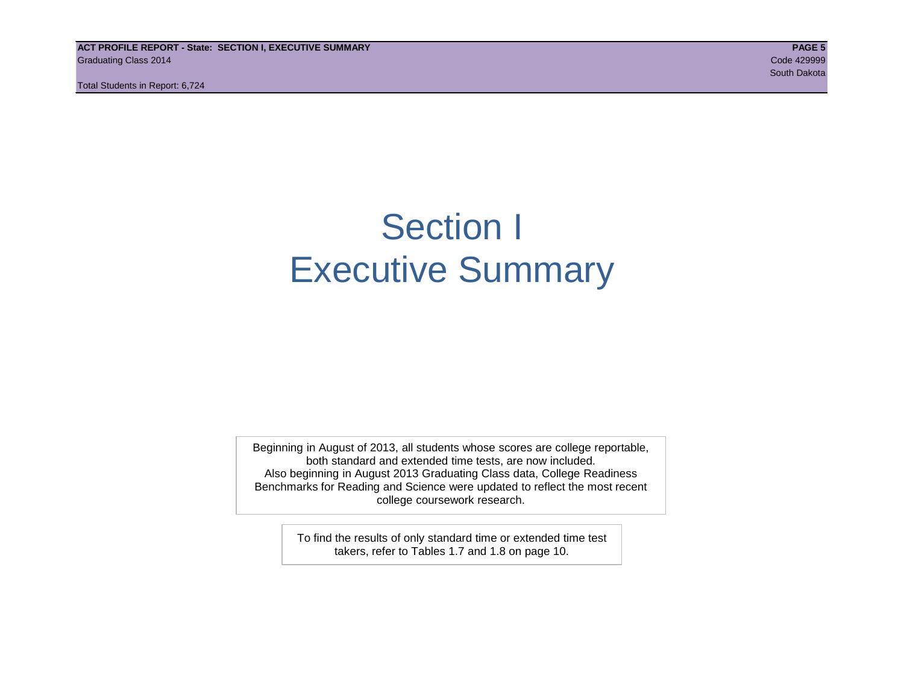# Section I
# Executive Summary

Beginning in August of 2013, all students whose scores are college reportable, both standard and extended time tests, are now included.
Also beginning in August 2013 Graduating Class data, College Readiness Benchmarks for Reading and Science were updated to reflect the most recent college coursework research.

To find the results of only standard time or extended time test takers, refer to Tables 1.7 and 1.8 on page 10.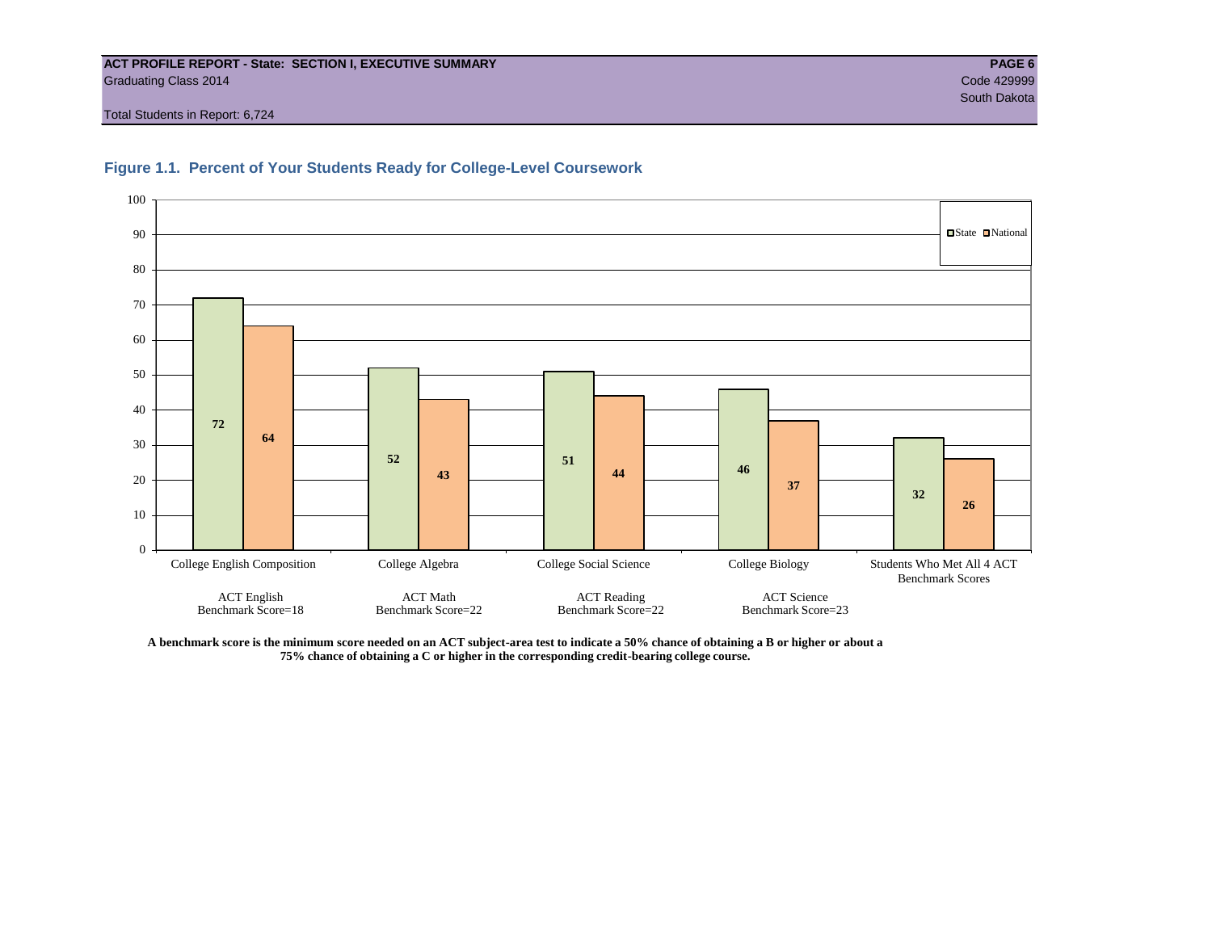**ACT PROFILE REPORT - State: SECTION I, EXECUTIVE SUMMARY**
Graduating Class 2014
Code 429999
South Dakota

Total Students in Report: 6,724

### Figure 1.1. Percent of Your Students Ready for College-Level Coursework

| Course | ACT Benchmark | State | National |
|---|---|---|---|
| College English Composition | ACT English Benchmark Score=18 | 72 | 64 |
| College Algebra | ACT Math Benchmark Score=22 | 52 | 43 |
| College Social Science | ACT Reading Benchmark Score=22 | 51 | 44 |
| College Biology | ACT Science Benchmark Score=23 | 46 | 37 |
| Students Who Met All 4 ACT Benchmark Scores | | 32 | 26 |

**A benchmark score is the minimum score needed on an ACT subject-area test to indicate a 50% chance of obtaining a B or higher or about a 75% chance of obtaining a C or higher in the corresponding credit-bearing college course.**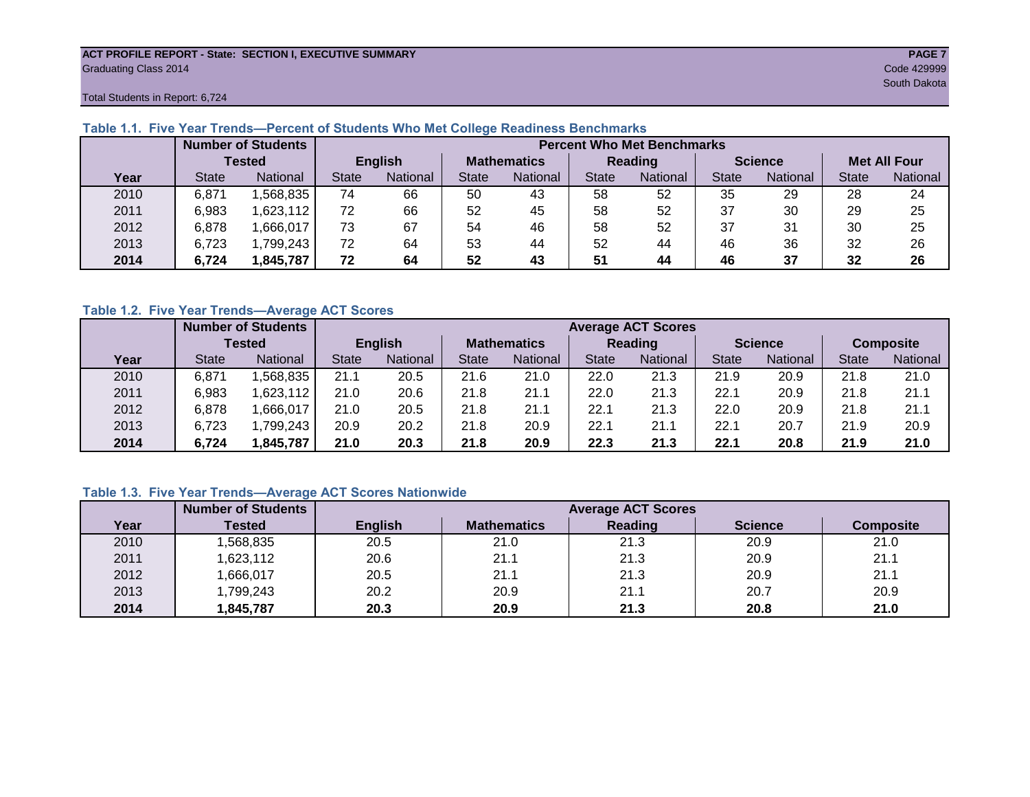**ACT PROFILE REPORT - State: SECTION I, EXECUTIVE SUMMARY**
Graduating Class 2014
Code 429999
South Dakota
Total Students in Report: 6,724

### Table 1.1. Five Year Trends—Percent of Students Who Met College Readiness Benchmarks

| | Number of Students Tested | | Percent Who Met Benchmarks | | | | | | | | | |
|---|---|---|---|---|---|---|---|---|---|---|---|---|
| | | | English | | Mathematics | | Reading | | Science | | Met All Four | |
| Year | State | National | State | National | State | National | State | National | State | National | State | National |
| 2010 | 6,871 | 1,568,835 | 74 | 66 | 50 | 43 | 58 | 52 | 35 | 29 | 28 | 24 |
| 2011 | 6,983 | 1,623,112 | 72 | 66 | 52 | 45 | 58 | 52 | 37 | 30 | 29 | 25 |
| 2012 | 6,878 | 1,666,017 | 73 | 67 | 54 | 46 | 58 | 52 | 37 | 31 | 30 | 25 |
| 2013 | 6,723 | 1,799,243 | 72 | 64 | 53 | 44 | 52 | 44 | 46 | 36 | 32 | 26 |
| **2014** | **6,724** | **1,845,787** | **72** | **64** | **52** | **43** | **51** | **44** | **46** | **37** | **32** | **26** |

### Table 1.2. Five Year Trends—Average ACT Scores

| | Number of Students Tested | | Average ACT Scores | | | | | | | | | |
|---|---|---|---|---|---|---|---|---|---|---|---|---|
| | | | English | | Mathematics | | Reading | | Science | | Composite | |
| Year | State | National | State | National | State | National | State | National | State | National | State | National |
| 2010 | 6,871 | 1,568,835 | 21.1 | 20.5 | 21.6 | 21.0 | 22.0 | 21.3 | 21.9 | 20.9 | 21.8 | 21.0 |
| 2011 | 6,983 | 1,623,112 | 21.0 | 20.6 | 21.8 | 21.1 | 22.0 | 21.3 | 22.1 | 20.9 | 21.8 | 21.1 |
| 2012 | 6,878 | 1,666,017 | 21.0 | 20.5 | 21.8 | 21.1 | 22.1 | 21.3 | 22.0 | 20.9 | 21.8 | 21.1 |
| 2013 | 6,723 | 1,799,243 | 20.9 | 20.2 | 21.8 | 20.9 | 22.1 | 21.1 | 22.1 | 20.7 | 21.9 | 20.9 |
| **2014** | **6,724** | **1,845,787** | **21.0** | **20.3** | **21.8** | **20.9** | **22.3** | **21.3** | **22.1** | **20.8** | **21.9** | **21.0** |

### Table 1.3. Five Year Trends—Average ACT Scores Nationwide

| | Number of Students | Average ACT Scores | | | | |
|---|---|---|---|---|---|---|
| Year | Tested | English | Mathematics | Reading | Science | Composite |
| 2010 | 1,568,835 | 20.5 | 21.0 | 21.3 | 20.9 | 21.0 |
| 2011 | 1,623,112 | 20.6 | 21.1 | 21.3 | 20.9 | 21.1 |
| 2012 | 1,666,017 | 20.5 | 21.1 | 21.3 | 20.9 | 21.1 |
| 2013 | 1,799,243 | 20.2 | 20.9 | 21.1 | 20.7 | 20.9 |
| **2014** | **1,845,787** | **20.3** | **20.9** | **21.3** | **20.8** | **21.0** |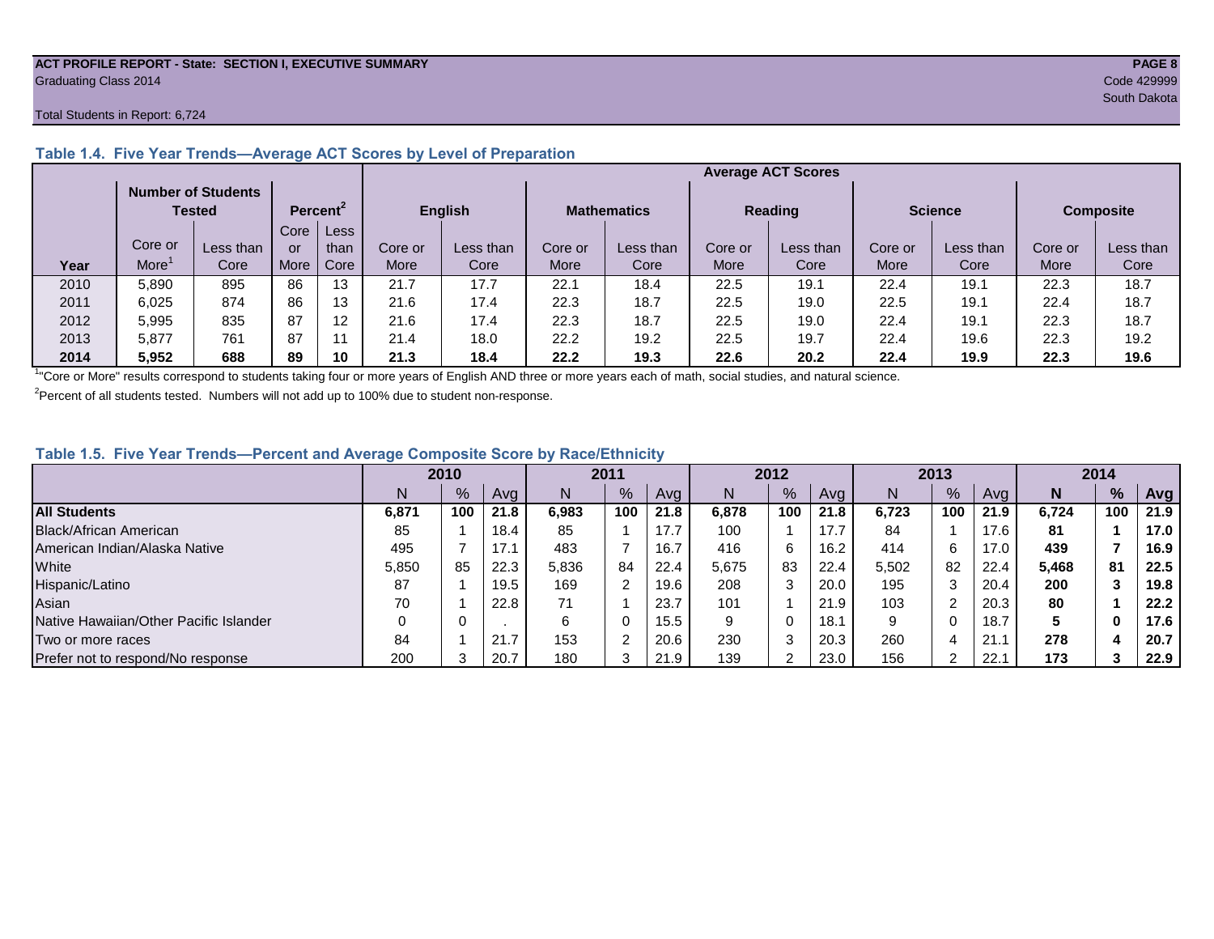ACT PROFILE REPORT - State: SECTION I, EXECUTIVE SUMMARY
Graduating Class 2014
Code 429999
South Dakota

Total Students in Report: 6,724

### Table 1.4. Five Year Trends—Average ACT Scores by Level of Preparation

| | Number of Students Tested | | Percent[2] | | Average ACT Scores | | | | | | | | | |
|---|---|---|---|---|---|---|---|---|---|---|---|---|---|---|
| | | | | | English | | Mathematics | | Reading | | Science | | Composite | |
| Year | Core or More[1] | Less than Core | Core or More | Less than Core | Core or More | Less than Core | Core or More | Less than Core | Core or More | Less than Core | Core or More | Less than Core | Core or More | Less than Core |
| 2010 | 5,890 | 895 | 86 | 13 | 21.7 | 17.7 | 22.1 | 18.4 | 22.5 | 19.1 | 22.4 | 19.1 | 22.3 | 18.7 |
| 2011 | 6,025 | 874 | 86 | 13 | 21.6 | 17.4 | 22.3 | 18.7 | 22.5 | 19.0 | 22.5 | 19.1 | 22.4 | 18.7 |
| 2012 | 5,995 | 835 | 87 | 12 | 21.6 | 17.4 | 22.3 | 18.7 | 22.5 | 19.0 | 22.4 | 19.1 | 22.3 | 18.7 |
| 2013 | 5,877 | 761 | 87 | 11 | 21.4 | 18.0 | 22.2 | 19.2 | 22.5 | 19.7 | 22.4 | 19.6 | 22.3 | 19.2 |
| **2014** | **5,952** | **688** | **89** | **10** | **21.3** | **18.4** | **22.2** | **19.3** | **22.6** | **20.2** | **22.4** | **19.9** | **22.3** | **19.6** |

[1]"Core or More" results correspond to students taking four or more years of English AND three or more years each of math, social studies, and natural science.

[2]Percent of all students tested. Numbers will not add up to 100% due to student non-response.

### Table 1.5. Five Year Trends—Percent and Average Composite Score by Race/Ethnicity

| | 2010 | | | 2011 | | | 2012 | | | 2013 | | | 2014 | | |
|---|---|---|---|---|---|---|---|---|---|---|---|---|---|---|---|
| | N | % | Avg | N | % | Avg | N | % | Avg | N | % | Avg | **N** | **%** | **Avg** |
| **All Students** | **6,871** | **100** | **21.8** | **6,983** | **100** | **21.8** | **6,878** | **100** | **21.8** | **6,723** | **100** | **21.9** | **6,724** | **100** | **21.9** |
| Black/African American | 85 | 1 | 18.4 | 85 | 1 | 17.7 | 100 | 1 | 17.7 | 84 | 1 | 17.6 | **81** | **1** | **17.0** |
| American Indian/Alaska Native | 495 | 7 | 17.1 | 483 | 7 | 16.7 | 416 | 6 | 16.2 | 414 | 6 | 17.0 | **439** | **7** | **16.9** |
| White | 5,850 | 85 | 22.3 | 5,836 | 84 | 22.4 | 5,675 | 83 | 22.4 | 5,502 | 82 | 22.4 | **5,468** | **81** | **22.5** |
| Hispanic/Latino | 87 | 1 | 19.5 | 169 | 2 | 19.6 | 208 | 3 | 20.0 | 195 | 3 | 20.4 | **200** | **3** | **19.8** |
| Asian | 70 | 1 | 22.8 | 71 | 1 | 23.7 | 101 | 1 | 21.9 | 103 | 2 | 20.3 | **80** | **1** | **22.2** |
| Native Hawaiian/Other Pacific Islander | 0 | 0 | . | 6 | 0 | 15.5 | 9 | 0 | 18.1 | 9 | 0 | 18.7 | **5** | **0** | **17.6** |
| Two or more races | 84 | 1 | 21.7 | 153 | 2 | 20.6 | 230 | 3 | 20.3 | 260 | 4 | 21.1 | **278** | **4** | **20.7** |
| Prefer not to respond/No response | 200 | 3 | 20.7 | 180 | 3 | 21.9 | 139 | 2 | 23.0 | 156 | 2 | 22.1 | **173** | **3** | **22.9** |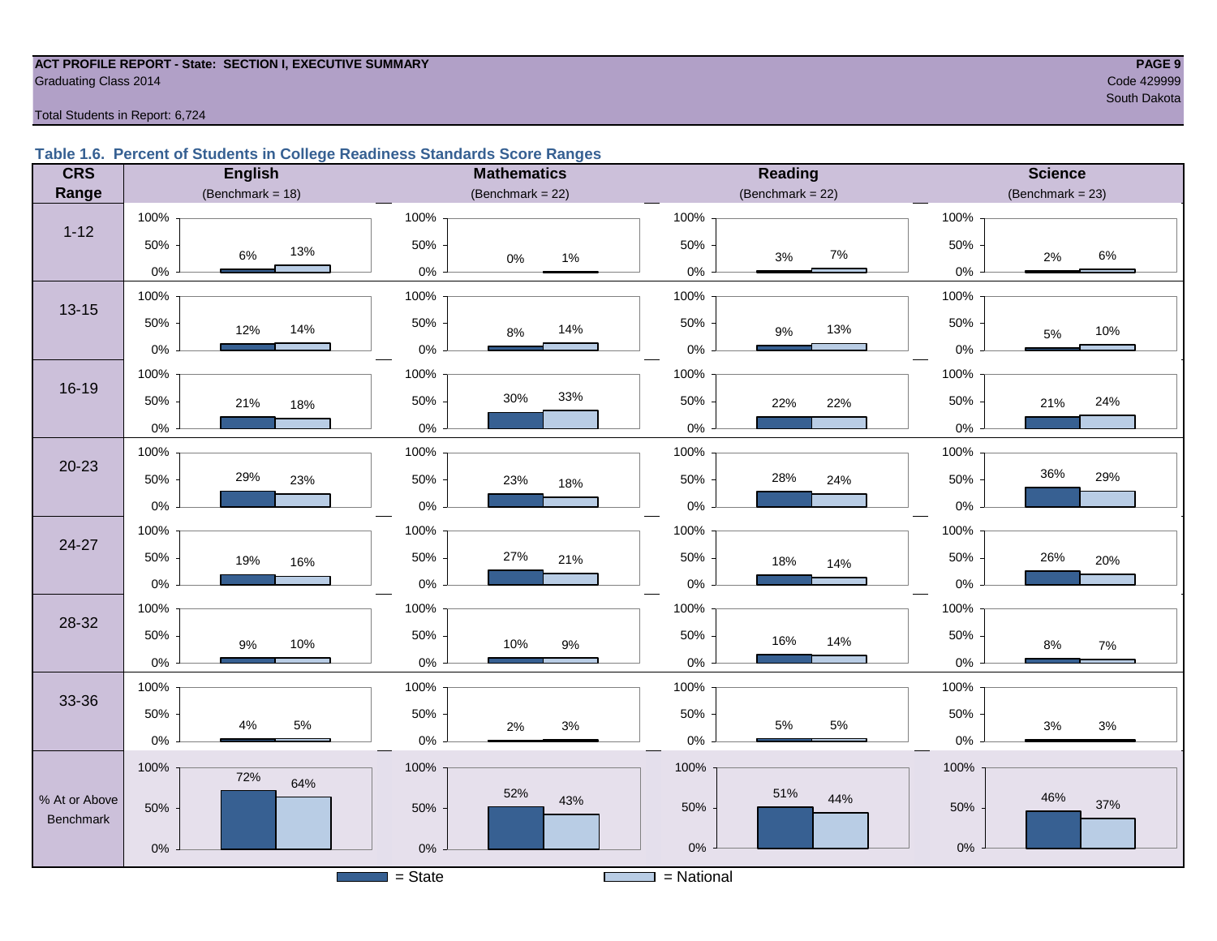ACT PROFILE REPORT - State: SECTION I, EXECUTIVE SUMMARY
Graduating Class 2014

Code 429999
South Dakota

Total Students in Report: 6,724

### Table 1.6. Percent of Students in College Readiness Standards Score Ranges

| CRS Range | English (Benchmark = 18) State | English National | Mathematics (Benchmark = 22) State | Mathematics National | Reading (Benchmark = 22) State | Reading National | Science (Benchmark = 23) State | Science National |
|---|---|---|---|---|---|---|---|---|
| 1-12 | 6% | 13% | 0% | 1% | 3% | 7% | 2% | 6% |
| 13-15 | 12% | 14% | 8% | 14% | 9% | 13% | 5% | 10% |
| 16-19 | 21% | 18% | 30% | 33% | 22% | 22% | 21% | 24% |
| 20-23 | 29% | 23% | 23% | 18% | 28% | 24% | 36% | 29% |
| 24-27 | 19% | 16% | 27% | 21% | 18% | 14% | 26% | 20% |
| 28-32 | 9% | 10% | 10% | 9% | 16% | 14% | 8% | 7% |
| 33-36 | 4% | 5% | 2% | 3% | 5% | 5% | 3% | 3% |
| % At or Above Benchmark | 72% | 64% | 52% | 43% | 51% | 44% | 46% | 37% |

■ = State    □ = National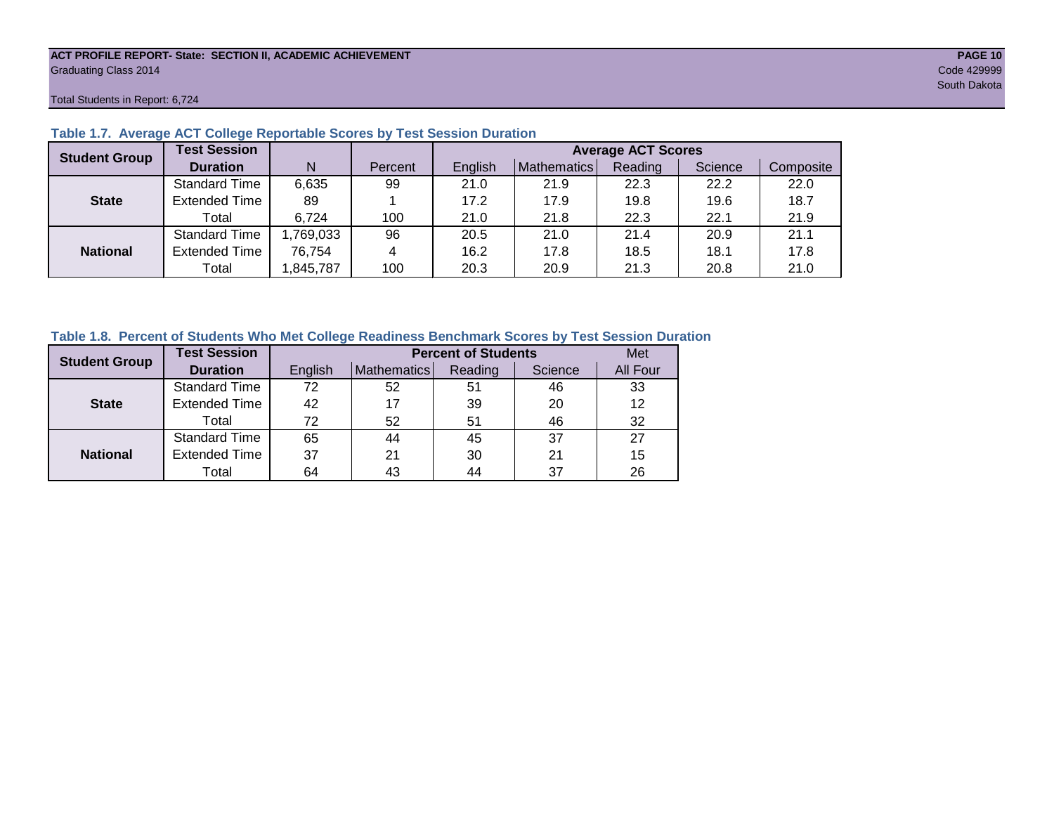## Table 1.7. Average ACT College Reportable Scores by Test Session Duration

| Student Group | Test Session Duration | N | Percent | Average ACT Scores | | | | |
|---|---|---|---|---|---|---|---|---|
| | | | | English | Mathematics | Reading | Science | Composite |
| State | Standard Time | 6,635 | 99 | 21.0 | 21.9 | 22.3 | 22.2 | 22.0 |
| | Extended Time | 89 | 1 | 17.2 | 17.9 | 19.8 | 19.6 | 18.7 |
| | Total | 6,724 | 100 | 21.0 | 21.8 | 22.3 | 22.1 | 21.9 |
| National | Standard Time | 1,769,033 | 96 | 20.5 | 21.0 | 21.4 | 20.9 | 21.1 |
| | Extended Time | 76,754 | 4 | 16.2 | 17.8 | 18.5 | 18.1 | 17.8 |
| | Total | 1,845,787 | 100 | 20.3 | 20.9 | 21.3 | 20.8 | 21.0 |

## Table 1.8. Percent of Students Who Met College Readiness Benchmark Scores by Test Session Duration

| Student Group | Test Session Duration | Percent of Students | | | | Met |
|---|---|---|---|---|---|---|
| | | English | Mathematics | Reading | Science | All Four |
| State | Standard Time | 72 | 52 | 51 | 46 | 33 |
| | Extended Time | 42 | 17 | 39 | 20 | 12 |
| | Total | 72 | 52 | 51 | 46 | 32 |
| National | Standard Time | 65 | 44 | 45 | 37 | 27 |
| | Extended Time | 37 | 21 | 30 | 21 | 15 |
| | Total | 64 | 43 | 44 | 37 | 26 |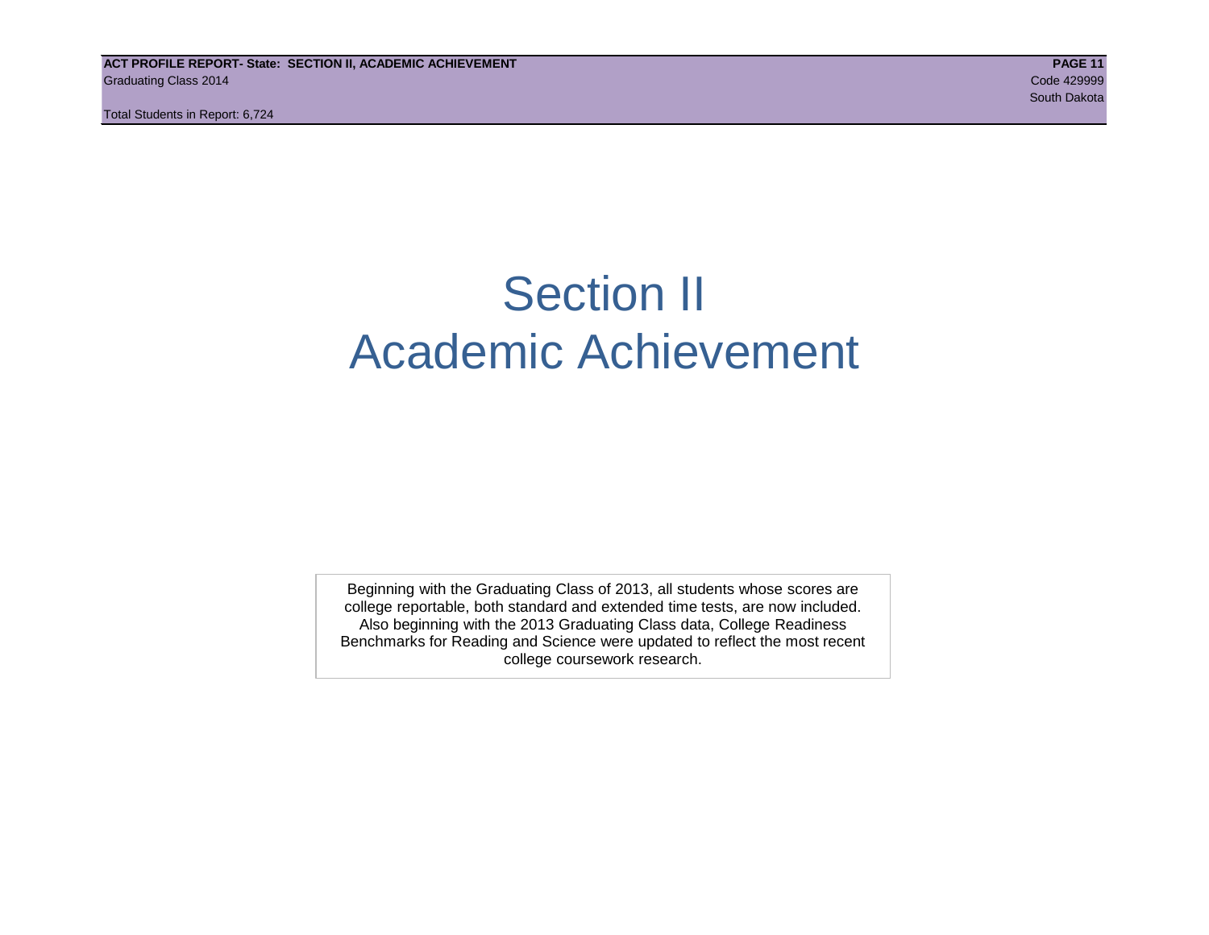# Section II
# Academic Achievement

Beginning with the Graduating Class of 2013, all students whose scores are college reportable, both standard and extended time tests, are now included. Also beginning with the 2013 Graduating Class data, College Readiness Benchmarks for Reading and Science were updated to reflect the most recent college coursework research.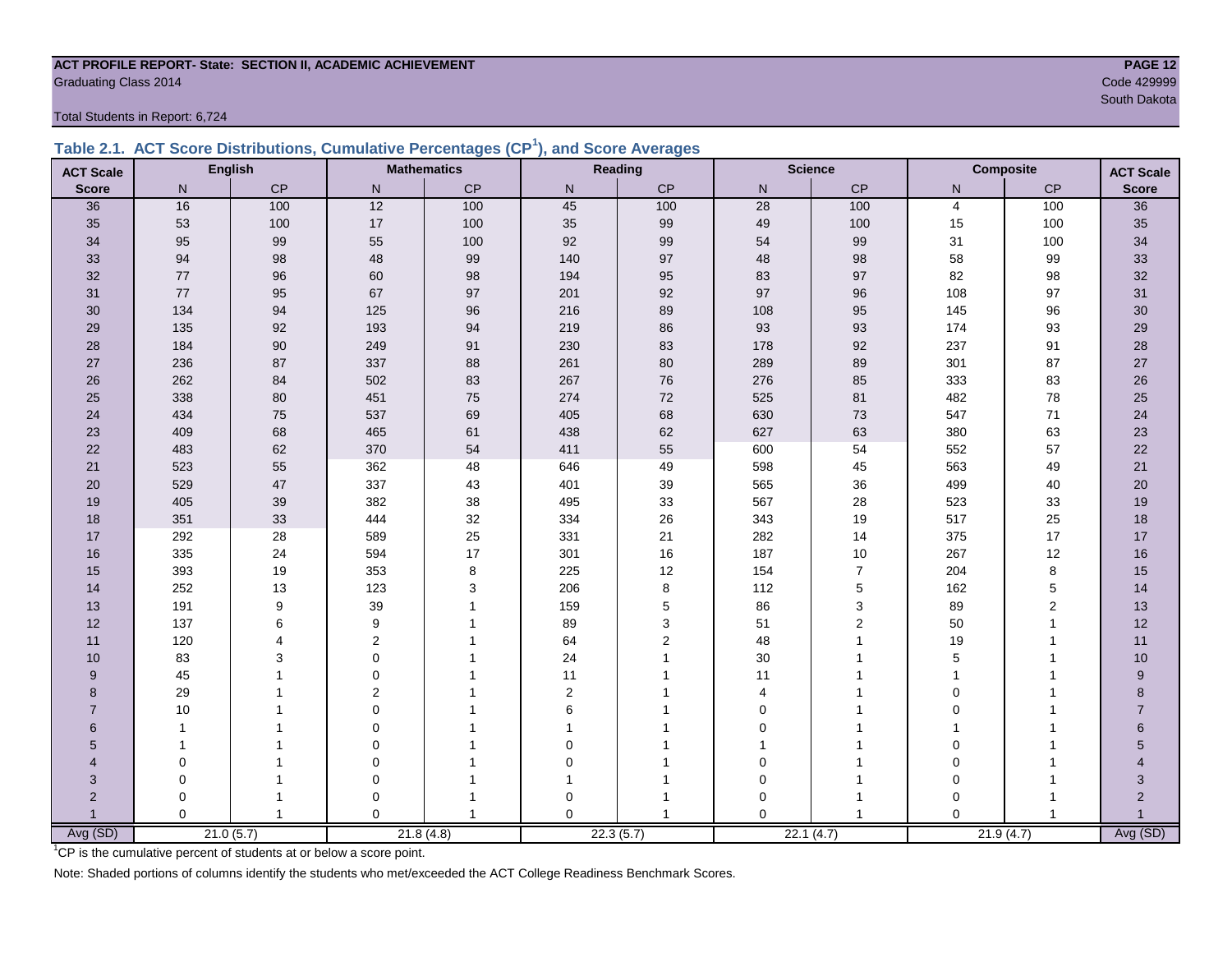**ACT PROFILE REPORT- State: SECTION II, ACADEMIC ACHIEVEMENT**
Graduating Class 2014

Code 429999
South Dakota

Total Students in Report: 6,724

## Table 2.1. ACT Score Distributions, Cumulative Percentages (CP[1]), and Score Averages

| ACT Scale | English | | Mathematics | | Reading | | Science | | Composite | | ACT Scale |
|---|---|---|---|---|---|---|---|---|---|---|---|
| Score | N | CP | N | CP | N | CP | N | CP | N | CP | Score |
| 36 | 16 | 100 | 12 | 100 | 45 | 100 | 28 | 100 | 4 | 100 | 36 |
| 35 | 53 | 100 | 17 | 100 | 35 | 99 | 49 | 100 | 15 | 100 | 35 |
| 34 | 95 | 99 | 55 | 100 | 92 | 99 | 54 | 99 | 31 | 100 | 34 |
| 33 | 94 | 98 | 48 | 99 | 140 | 97 | 48 | 98 | 58 | 99 | 33 |
| 32 | 77 | 96 | 60 | 98 | 194 | 95 | 83 | 97 | 82 | 98 | 32 |
| 31 | 77 | 95 | 67 | 97 | 201 | 92 | 97 | 96 | 108 | 97 | 31 |
| 30 | 134 | 94 | 125 | 96 | 216 | 89 | 108 | 95 | 145 | 96 | 30 |
| 29 | 135 | 92 | 193 | 94 | 219 | 86 | 93 | 93 | 174 | 93 | 29 |
| 28 | 184 | 90 | 249 | 91 | 230 | 83 | 178 | 92 | 237 | 91 | 28 |
| 27 | 236 | 87 | 337 | 88 | 261 | 80 | 289 | 89 | 301 | 87 | 27 |
| 26 | 262 | 84 | 502 | 83 | 267 | 76 | 276 | 85 | 333 | 83 | 26 |
| 25 | 338 | 80 | 451 | 75 | 274 | 72 | 525 | 81 | 482 | 78 | 25 |
| 24 | 434 | 75 | 537 | 69 | 405 | 68 | 630 | 73 | 547 | 71 | 24 |
| 23 | 409 | 68 | 465 | 61 | 438 | 62 | 627 | 63 | 380 | 63 | 23 |
| 22 | 483 | 62 | 370 | 54 | 411 | 55 | 600 | 54 | 552 | 57 | 22 |
| 21 | 523 | 55 | 362 | 48 | 646 | 49 | 598 | 45 | 563 | 49 | 21 |
| 20 | 529 | 47 | 337 | 43 | 401 | 39 | 565 | 36 | 499 | 40 | 20 |
| 19 | 405 | 39 | 382 | 38 | 495 | 33 | 567 | 28 | 523 | 33 | 19 |
| 18 | 351 | 33 | 444 | 32 | 334 | 26 | 343 | 19 | 517 | 25 | 18 |
| 17 | 292 | 28 | 589 | 25 | 331 | 21 | 282 | 14 | 375 | 17 | 17 |
| 16 | 335 | 24 | 594 | 17 | 301 | 16 | 187 | 10 | 267 | 12 | 16 |
| 15 | 393 | 19 | 353 | 8 | 225 | 12 | 154 | 7 | 204 | 8 | 15 |
| 14 | 252 | 13 | 123 | 3 | 206 | 8 | 112 | 5 | 162 | 5 | 14 |
| 13 | 191 | 9 | 39 | 1 | 159 | 5 | 86 | 3 | 89 | 2 | 13 |
| 12 | 137 | 6 | 9 | 1 | 89 | 3 | 51 | 2 | 50 | 1 | 12 |
| 11 | 120 | 4 | 2 | 1 | 64 | 2 | 48 | 1 | 19 | 1 | 11 |
| 10 | 83 | 3 | 0 | 1 | 24 | 1 | 30 | 1 | 5 | 1 | 10 |
| 9 | 45 | 1 | 0 | 1 | 11 | 1 | 11 | 1 | 1 | 1 | 9 |
| 8 | 29 | 1 | 2 | 1 | 2 | 1 | 4 | 1 | 0 | 1 | 8 |
| 7 | 10 | 1 | 0 | 1 | 6 | 1 | 0 | 1 | 0 | 1 | 7 |
| 6 | 1 | 1 | 0 | 1 | 1 | 1 | 0 | 1 | 1 | 1 | 6 |
| 5 | 1 | 1 | 0 | 1 | 0 | 1 | 1 | 1 | 0 | 1 | 5 |
| 4 | 0 | 1 | 0 | 1 | 0 | 1 | 0 | 1 | 0 | 1 | 4 |
| 3 | 0 | 1 | 0 | 1 | 1 | 1 | 0 | 1 | 0 | 1 | 3 |
| 2 | 0 | 1 | 0 | 1 | 0 | 1 | 0 | 1 | 0 | 1 | 2 |
| 1 | 0 | 1 | 0 | 1 | 0 | 1 | 0 | 1 | 0 | 1 | 1 |
| Avg (SD) | 21.0 (5.7) | | 21.8 (4.8) | | 22.3 (5.7) | | 22.1 (4.7) | | 21.9 (4.7) | | Avg (SD) |

[1]CP is the cumulative percent of students at or below a score point.

Note: Shaded portions of columns identify the students who met/exceeded the ACT College Readiness Benchmark Scores.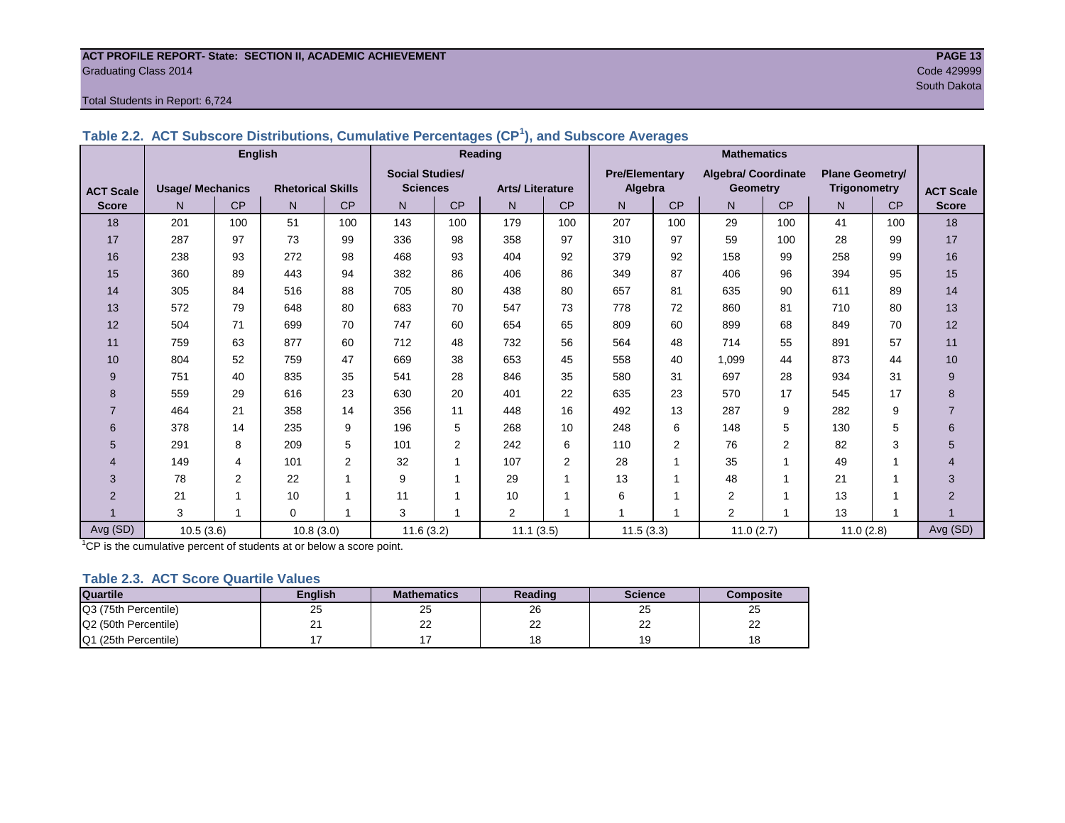ACT PROFILE REPORT- State: SECTION II, ACADEMIC ACHIEVEMENT
Graduating Class 2014
Code 429999
South Dakota

Total Students in Report: 6,724

### Table 2.2. ACT Subscore Distributions, Cumulative Percentages (CP[1]), and Subscore Averages

| | English | | | | Reading | | | | Mathematics | | | | | | |
|---|---|---|---|---|---|---|---|---|---|---|---|---|---|---|---|
| ACT Scale Score | Usage/ Mechanics | | Rhetorical Skills | | Social Studies/ Sciences | | Arts/ Literature | | Pre/Elementary Algebra | | Algebra/ Coordinate Geometry | | Plane Geometry/ Trigonometry | | ACT Scale Score |
| | N | CP | N | CP | N | CP | N | CP | N | CP | N | CP | N | CP | |
| 18 | 201 | 100 | 51 | 100 | 143 | 100 | 179 | 100 | 207 | 100 | 29 | 100 | 41 | 100 | 18 |
| 17 | 287 | 97 | 73 | 99 | 336 | 98 | 358 | 97 | 310 | 97 | 59 | 100 | 28 | 99 | 17 |
| 16 | 238 | 93 | 272 | 98 | 468 | 93 | 404 | 92 | 379 | 92 | 158 | 99 | 258 | 99 | 16 |
| 15 | 360 | 89 | 443 | 94 | 382 | 86 | 406 | 86 | 349 | 87 | 406 | 96 | 394 | 95 | 15 |
| 14 | 305 | 84 | 516 | 88 | 705 | 80 | 438 | 80 | 657 | 81 | 635 | 90 | 611 | 89 | 14 |
| 13 | 572 | 79 | 648 | 80 | 683 | 70 | 547 | 73 | 778 | 72 | 860 | 81 | 710 | 80 | 13 |
| 12 | 504 | 71 | 699 | 70 | 747 | 60 | 654 | 65 | 809 | 60 | 899 | 68 | 849 | 70 | 12 |
| 11 | 759 | 63 | 877 | 60 | 712 | 48 | 732 | 56 | 564 | 48 | 714 | 55 | 891 | 57 | 11 |
| 10 | 804 | 52 | 759 | 47 | 669 | 38 | 653 | 45 | 558 | 40 | 1,099 | 44 | 873 | 44 | 10 |
| 9 | 751 | 40 | 835 | 35 | 541 | 28 | 846 | 35 | 580 | 31 | 697 | 28 | 934 | 31 | 9 |
| 8 | 559 | 29 | 616 | 23 | 630 | 20 | 401 | 22 | 635 | 23 | 570 | 17 | 545 | 17 | 8 |
| 7 | 464 | 21 | 358 | 14 | 356 | 11 | 448 | 16 | 492 | 13 | 287 | 9 | 282 | 9 | 7 |
| 6 | 378 | 14 | 235 | 9 | 196 | 5 | 268 | 10 | 248 | 6 | 148 | 5 | 130 | 5 | 6 |
| 5 | 291 | 8 | 209 | 5 | 101 | 2 | 242 | 6 | 110 | 2 | 76 | 2 | 82 | 3 | 5 |
| 4 | 149 | 4 | 101 | 2 | 32 | 1 | 107 | 2 | 28 | 1 | 35 | 1 | 49 | 1 | 4 |
| 3 | 78 | 2 | 22 | 1 | 9 | 1 | 29 | 1 | 13 | 1 | 48 | 1 | 21 | 1 | 3 |
| 2 | 21 | 1 | 10 | 1 | 11 | 1 | 10 | 1 | 6 | 1 | 2 | 1 | 13 | 1 | 2 |
| 1 | 3 | 1 | 0 | 1 | 3 | 1 | 2 | 1 | 1 | 1 | 2 | 1 | 13 | 1 | 1 |
| Avg (SD) | 10.5 (3.6) | | 10.8 (3.0) | | 11.6 (3.2) | | 11.1 (3.5) | | 11.5 (3.3) | | 11.0 (2.7) | | 11.0 (2.8) | | Avg (SD) |

[1]CP is the cumulative percent of students at or below a score point.

### Table 2.3. ACT Score Quartile Values

| Quartile | English | Mathematics | Reading | Science | Composite |
|---|---|---|---|---|---|
| Q3 (75th Percentile) | 25 | 25 | 26 | 25 | 25 |
| Q2 (50th Percentile) | 21 | 22 | 22 | 22 | 22 |
| Q1 (25th Percentile) | 17 | 17 | 18 | 19 | 18 |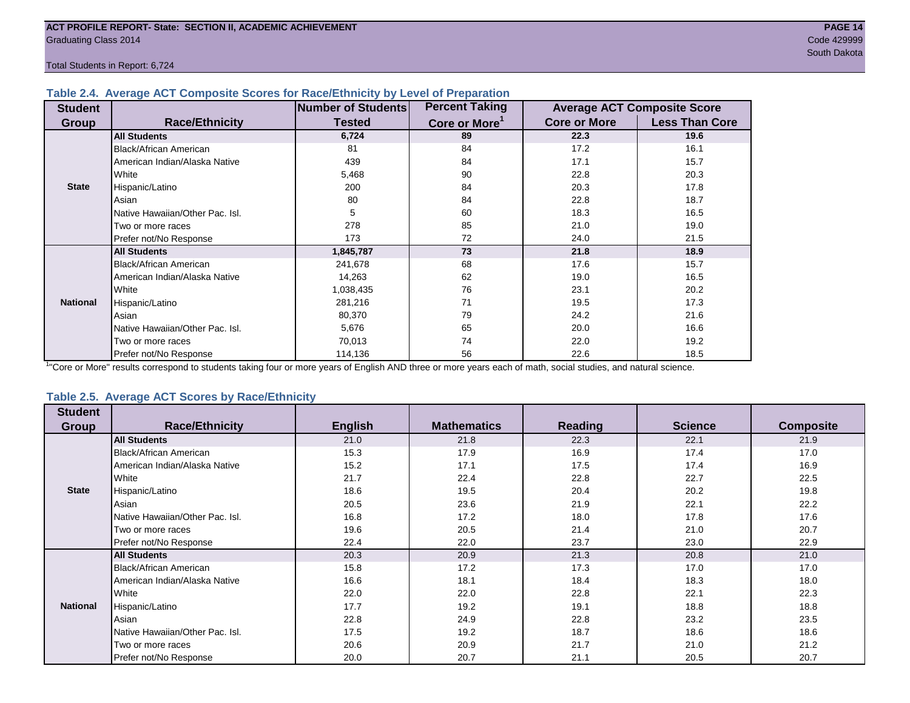ACT PROFILE REPORT- State: SECTION II, ACADEMIC ACHIEVEMENT

Graduating Class 2014

Code 429999

South Dakota

Total Students in Report: 6,724

### Table 2.4. Average ACT Composite Scores for Race/Ethnicity by Level of Preparation

| Student Group | Race/Ethnicity | Number of Students Tested | Percent Taking Core or More[1] | Average ACT Composite Score | |
|---|---|---|---|---|---|
| | | | | Core or More | Less Than Core |
| State | **All Students** | **6,724** | **89** | **22.3** | **19.6** |
| | Black/African American | 81 | 84 | 17.2 | 16.1 |
| | American Indian/Alaska Native | 439 | 84 | 17.1 | 15.7 |
| | White | 5,468 | 90 | 22.8 | 20.3 |
| | Hispanic/Latino | 200 | 84 | 20.3 | 17.8 |
| | Asian | 80 | 84 | 22.8 | 18.7 |
| | Native Hawaiian/Other Pac. Isl. | 5 | 60 | 18.3 | 16.5 |
| | Two or more races | 278 | 85 | 21.0 | 19.0 |
| | Prefer not/No Response | 173 | 72 | 24.0 | 21.5 |
| National | **All Students** | **1,845,787** | **73** | **21.8** | **18.9** |
| | Black/African American | 241,678 | 68 | 17.6 | 15.7 |
| | American Indian/Alaska Native | 14,263 | 62 | 19.0 | 16.5 |
| | White | 1,038,435 | 76 | 23.1 | 20.2 |
| | Hispanic/Latino | 281,216 | 71 | 19.5 | 17.3 |
| | Asian | 80,370 | 79 | 24.2 | 21.6 |
| | Native Hawaiian/Other Pac. Isl. | 5,676 | 65 | 20.0 | 16.6 |
| | Two or more races | 70,013 | 74 | 22.0 | 19.2 |
| | Prefer not/No Response | 114,136 | 56 | 22.6 | 18.5 |

[1]"Core or More" results correspond to students taking four or more years of English AND three or more years each of math, social studies, and natural science.

### Table 2.5. Average ACT Scores by Race/Ethnicity

| Student Group | Race/Ethnicity | English | Mathematics | Reading | Science | Composite |
|---|---|---|---|---|---|---|
| State | **All Students** | 21.0 | 21.8 | 22.3 | 22.1 | 21.9 |
| | Black/African American | 15.3 | 17.9 | 16.9 | 17.4 | 17.0 |
| | American Indian/Alaska Native | 15.2 | 17.1 | 17.5 | 17.4 | 16.9 |
| | White | 21.7 | 22.4 | 22.8 | 22.7 | 22.5 |
| | Hispanic/Latino | 18.6 | 19.5 | 20.4 | 20.2 | 19.8 |
| | Asian | 20.5 | 23.6 | 21.9 | 22.1 | 22.2 |
| | Native Hawaiian/Other Pac. Isl. | 16.8 | 17.2 | 18.0 | 17.8 | 17.6 |
| | Two or more races | 19.6 | 20.5 | 21.4 | 21.0 | 20.7 |
| | Prefer not/No Response | 22.4 | 22.0 | 23.7 | 23.0 | 22.9 |
| National | **All Students** | 20.3 | 20.9 | 21.3 | 20.8 | 21.0 |
| | Black/African American | 15.8 | 17.2 | 17.3 | 17.0 | 17.0 |
| | American Indian/Alaska Native | 16.6 | 18.1 | 18.4 | 18.3 | 18.0 |
| | White | 22.0 | 22.0 | 22.8 | 22.1 | 22.3 |
| | Hispanic/Latino | 17.7 | 19.2 | 19.1 | 18.8 | 18.8 |
| | Asian | 22.8 | 24.9 | 22.8 | 23.2 | 23.5 |
| | Native Hawaiian/Other Pac. Isl. | 17.5 | 19.2 | 18.7 | 18.6 | 18.6 |
| | Two or more races | 20.6 | 20.9 | 21.7 | 21.0 | 21.2 |
| | Prefer not/No Response | 20.0 | 20.7 | 21.1 | 20.5 | 20.7 |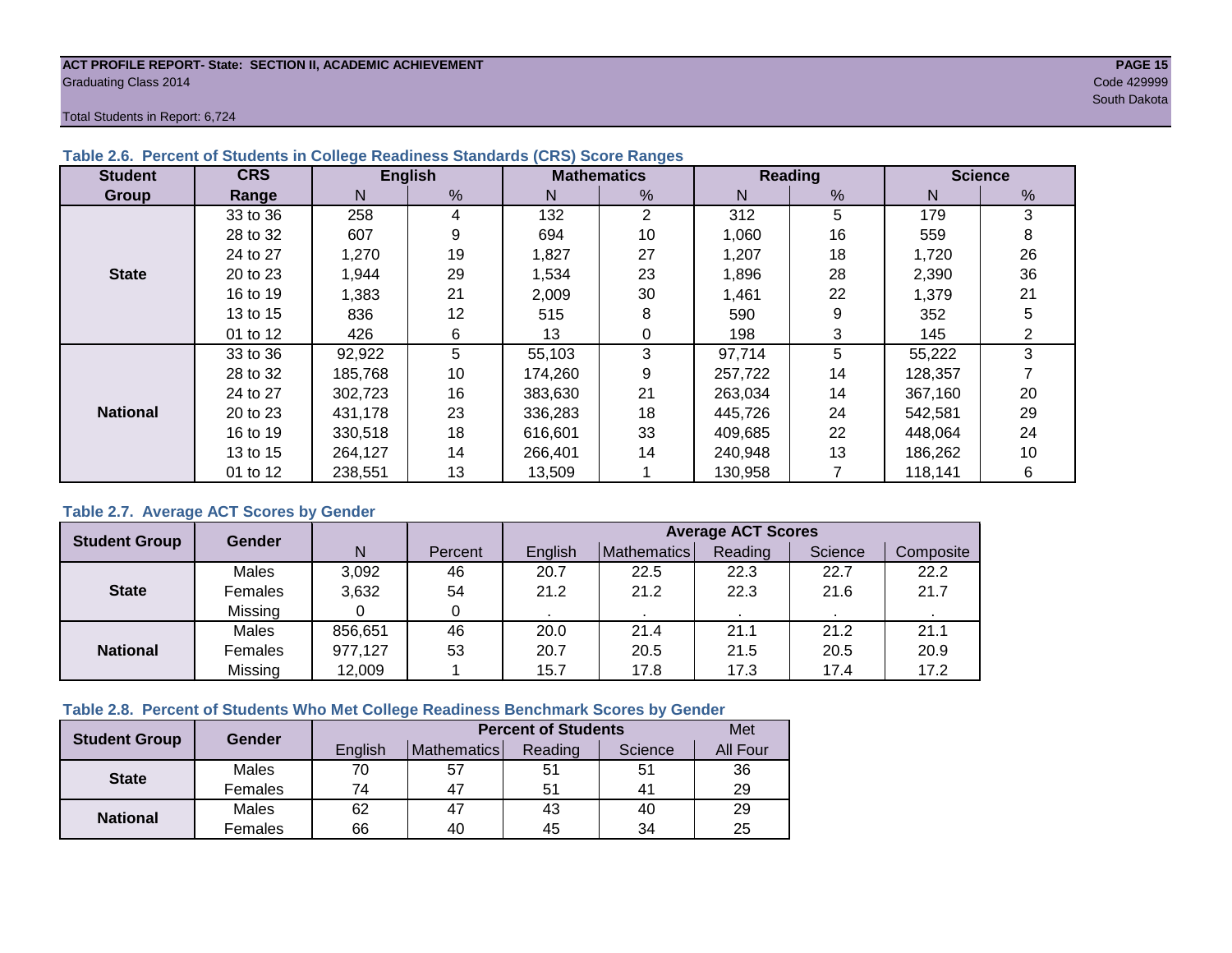ACT PROFILE REPORT- State: SECTION II, ACADEMIC ACHIEVEMENT
Graduating Class 2014

Code 429999
South Dakota

Total Students in Report: 6,724

### Table 2.6. Percent of Students in College Readiness Standards (CRS) Score Ranges

| Student Group | CRS Range | English | | Mathematics | | Reading | | Science | |
|---|---|---|---|---|---|---|---|---|---|
| | | N | % | N | % | N | % | N | % |
| State | 33 to 36 | 258 | 4 | 132 | 2 | 312 | 5 | 179 | 3 |
| | 28 to 32 | 607 | 9 | 694 | 10 | 1,060 | 16 | 559 | 8 |
| | 24 to 27 | 1,270 | 19 | 1,827 | 27 | 1,207 | 18 | 1,720 | 26 |
| | 20 to 23 | 1,944 | 29 | 1,534 | 23 | 1,896 | 28 | 2,390 | 36 |
| | 16 to 19 | 1,383 | 21 | 2,009 | 30 | 1,461 | 22 | 1,379 | 21 |
| | 13 to 15 | 836 | 12 | 515 | 8 | 590 | 9 | 352 | 5 |
| | 01 to 12 | 426 | 6 | 13 | 0 | 198 | 3 | 145 | 2 |
| National | 33 to 36 | 92,922 | 5 | 55,103 | 3 | 97,714 | 5 | 55,222 | 3 |
| | 28 to 32 | 185,768 | 10 | 174,260 | 9 | 257,722 | 14 | 128,357 | 7 |
| | 24 to 27 | 302,723 | 16 | 383,630 | 21 | 263,034 | 14 | 367,160 | 20 |
| | 20 to 23 | 431,178 | 23 | 336,283 | 18 | 445,726 | 24 | 542,581 | 29 |
| | 16 to 19 | 330,518 | 18 | 616,601 | 33 | 409,685 | 22 | 448,064 | 24 |
| | 13 to 15 | 264,127 | 14 | 266,401 | 14 | 240,948 | 13 | 186,262 | 10 |
| | 01 to 12 | 238,551 | 13 | 13,509 | 1 | 130,958 | 7 | 118,141 | 6 |

### Table 2.7. Average ACT Scores by Gender

| Student Group | Gender | N | Percent | Average ACT Scores | | | | |
|---|---|---|---|---|---|---|---|---|
| | | | | English | Mathematics | Reading | Science | Composite |
| State | Males | 3,092 | 46 | 20.7 | 22.5 | 22.3 | 22.7 | 22.2 |
| | Females | 3,632 | 54 | 21.2 | 21.2 | 22.3 | 21.6 | 21.7 |
| | Missing | 0 | 0 | . | . | . | . | . |
| National | Males | 856,651 | 46 | 20.0 | 21.4 | 21.1 | 21.2 | 21.1 |
| | Females | 977,127 | 53 | 20.7 | 20.5 | 21.5 | 20.5 | 20.9 |
| | Missing | 12,009 | 1 | 15.7 | 17.8 | 17.3 | 17.4 | 17.2 |

### Table 2.8. Percent of Students Who Met College Readiness Benchmark Scores by Gender

| Student Group | Gender | Percent of Students | | | | Met |
|---|---|---|---|---|---|---|
| | | English | Mathematics | Reading | Science | All Four |
| State | Males | 70 | 57 | 51 | 51 | 36 |
| | Females | 74 | 47 | 51 | 41 | 29 |
| National | Males | 62 | 47 | 43 | 40 | 29 |
| | Females | 66 | 40 | 45 | 34 | 25 |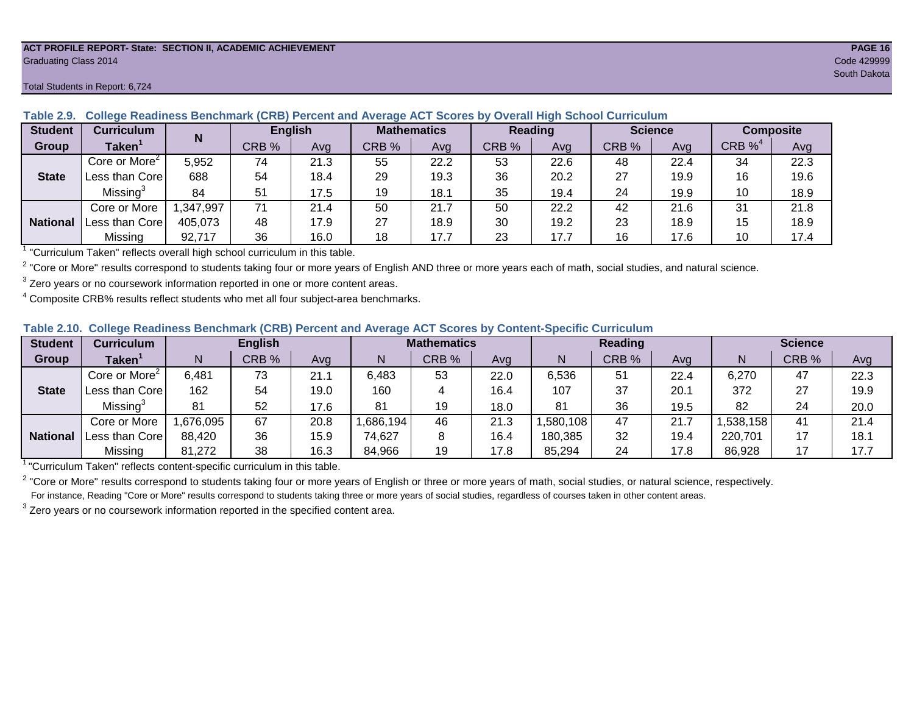ACT PROFILE REPORT- State: SECTION II, ACADEMIC ACHIEVEMENT
Graduating Class 2014
Code 429999
South Dakota

Total Students in Report: 6,724

### Table 2.9. College Readiness Benchmark (CRB) Percent and Average ACT Scores by Overall High School Curriculum

| Student Group | Curriculum Taken[1] | N | English | | Mathematics | | Reading | | Science | | Composite | |
|---|---|---|---|---|---|---|---|---|---|---|---|---|
| | | | CRB % | Avg | CRB % | Avg | CRB % | Avg | CRB % | Avg | CRB %[4] | Avg |
| State | Core or More[2] | 5,952 | 74 | 21.3 | 55 | 22.2 | 53 | 22.6 | 48 | 22.4 | 34 | 22.3 |
| | Less than Core | 688 | 54 | 18.4 | 29 | 19.3 | 36 | 20.2 | 27 | 19.9 | 16 | 19.6 |
| | Missing[3] | 84 | 51 | 17.5 | 19 | 18.1 | 35 | 19.4 | 24 | 19.9 | 10 | 18.9 |
| National | Core or More | 1,347,997 | 71 | 21.4 | 50 | 21.7 | 50 | 22.2 | 42 | 21.6 | 31 | 21.8 |
| | Less than Core | 405,073 | 48 | 17.9 | 27 | 18.9 | 30 | 19.2 | 23 | 18.9 | 15 | 18.9 |
| | Missing | 92,717 | 36 | 16.0 | 18 | 17.7 | 23 | 17.7 | 16 | 17.6 | 10 | 17.4 |

[1] "Curriculum Taken" reflects overall high school curriculum in this table.

[2] "Core or More" results correspond to students taking four or more years of English AND three or more years each of math, social studies, and natural science.

[3] Zero years or no coursework information reported in one or more content areas.

[4] Composite CRB% results reflect students who met all four subject-area benchmarks.

### Table 2.10. College Readiness Benchmark (CRB) Percent and Average ACT Scores by Content-Specific Curriculum

| Student Group | Curriculum Taken[1] | English | | | Mathematics | | | Reading | | | Science | | |
|---|---|---|---|---|---|---|---|---|---|---|---|---|---|
| | | N | CRB % | Avg | N | CRB % | Avg | N | CRB % | Avg | N | CRB % | Avg |
| State | Core or More[2] | 6,481 | 73 | 21.1 | 6,483 | 53 | 22.0 | 6,536 | 51 | 22.4 | 6,270 | 47 | 22.3 |
| | Less than Core | 162 | 54 | 19.0 | 160 | 4 | 16.4 | 107 | 37 | 20.1 | 372 | 27 | 19.9 |
| | Missing[3] | 81 | 52 | 17.6 | 81 | 19 | 18.0 | 81 | 36 | 19.5 | 82 | 24 | 20.0 |
| National | Core or More | 1,676,095 | 67 | 20.8 | 1,686,194 | 46 | 21.3 | 1,580,108 | 47 | 21.7 | 1,538,158 | 41 | 21.4 |
| | Less than Core | 88,420 | 36 | 15.9 | 74,627 | 8 | 16.4 | 180,385 | 32 | 19.4 | 220,701 | 17 | 18.1 |
| | Missing | 81,272 | 38 | 16.3 | 84,966 | 19 | 17.8 | 85,294 | 24 | 17.8 | 86,928 | 17 | 17.7 |

[1] "Curriculum Taken" reflects content-specific curriculum in this table.

[2] "Core or More" results correspond to students taking four or more years of English or three or more years of math, social studies, or natural science, respectively.
For instance, Reading "Core or More" results correspond to students taking three or more years of social studies, regardless of courses taken in other content areas.

[3] Zero years or no coursework information reported in the specified content area.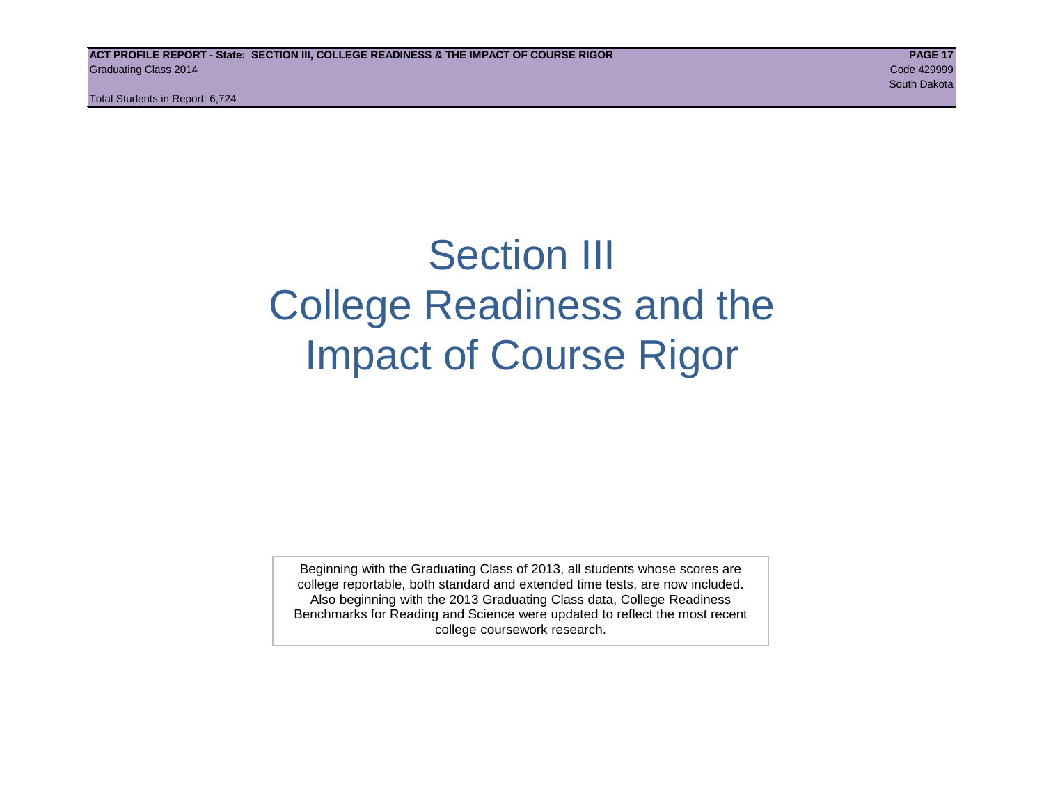# Section III
# College Readiness and the Impact of Course Rigor

Beginning with the Graduating Class of 2013, all students whose scores are college reportable, both standard and extended time tests, are now included. Also beginning with the 2013 Graduating Class data, College Readiness Benchmarks for Reading and Science were updated to reflect the most recent college coursework research.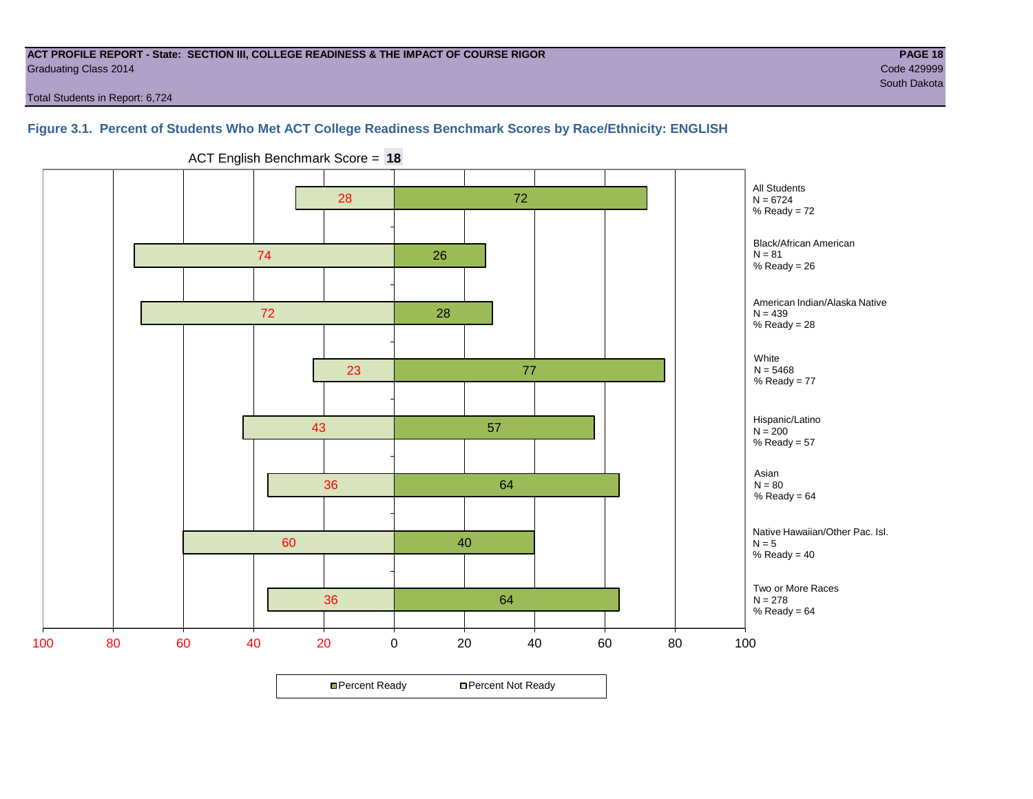**ACT PROFILE REPORT - State: SECTION III, COLLEGE READINESS & THE IMPACT OF COURSE RIGOR**
Graduating Class 2014

Code 429999
South Dakota

Total Students in Report: 6,724

### Figure 3.1. Percent of Students Who Met ACT College Readiness Benchmark Scores by Race/Ethnicity: ENGLISH

ACT English Benchmark Score = **18**

| Group | N | Percent Not Ready | Percent Ready |
|---|---|---|---|
| All Students | 6724 | 28 | 72 |
| Black/African American | 81 | 74 | 26 |
| American Indian/Alaska Native | 439 | 72 | 28 |
| White | 5468 | 23 | 77 |
| Hispanic/Latino | 200 | 43 | 57 |
| Asian | 80 | 36 | 64 |
| Native Hawaiian/Other Pac. Isl. | 5 | 60 | 40 |
| Two or More Races | 278 | 36 | 64 |

All Students
N = 6724
% Ready = 72

Black/African American
N = 81
% Ready = 26

American Indian/Alaska Native
N = 439
% Ready = 28

White
N = 5468
% Ready = 77

Hispanic/Latino
N = 200
% Ready = 57

Asian
N = 80
% Ready = 64

Native Hawaiian/Other Pac. Isl.
N = 5
% Ready = 40

Two or More Races
N = 278
% Ready = 64

Percent Ready | Percent Not Ready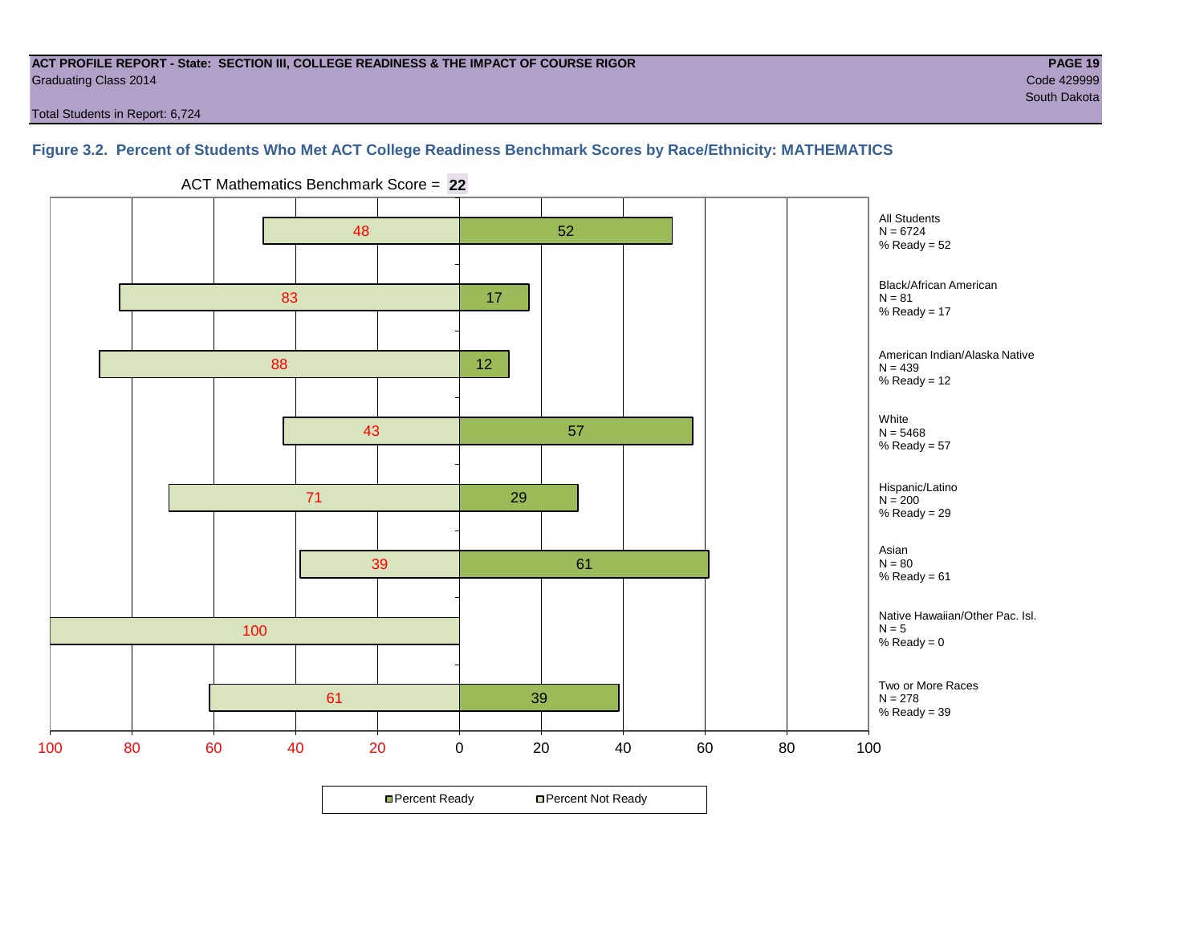ACT PROFILE REPORT - State: SECTION III, COLLEGE READINESS & THE IMPACT OF COURSE RIGOR

Graduating Class 2014

Code 429999

South Dakota

Total Students in Report: 6,724

## Figure 3.2. Percent of Students Who Met ACT College Readiness Benchmark Scores by Race/Ethnicity: MATHEMATICS

ACT Mathematics Benchmark Score = **22**

| Group | N | Percent Not Ready | Percent Ready |
|---|---|---|---|
| All Students | 6724 | 48 | 52 |
| Black/African American | 81 | 83 | 17 |
| American Indian/Alaska Native | 439 | 88 | 12 |
| White | 5468 | 43 | 57 |
| Hispanic/Latino | 200 | 71 | 29 |
| Asian | 80 | 39 | 61 |
| Native Hawaiian/Other Pac. Isl. | 5 | 100 | 0 |
| Two or More Races | 278 | 61 | 39 |

Percent Ready | Percent Not Ready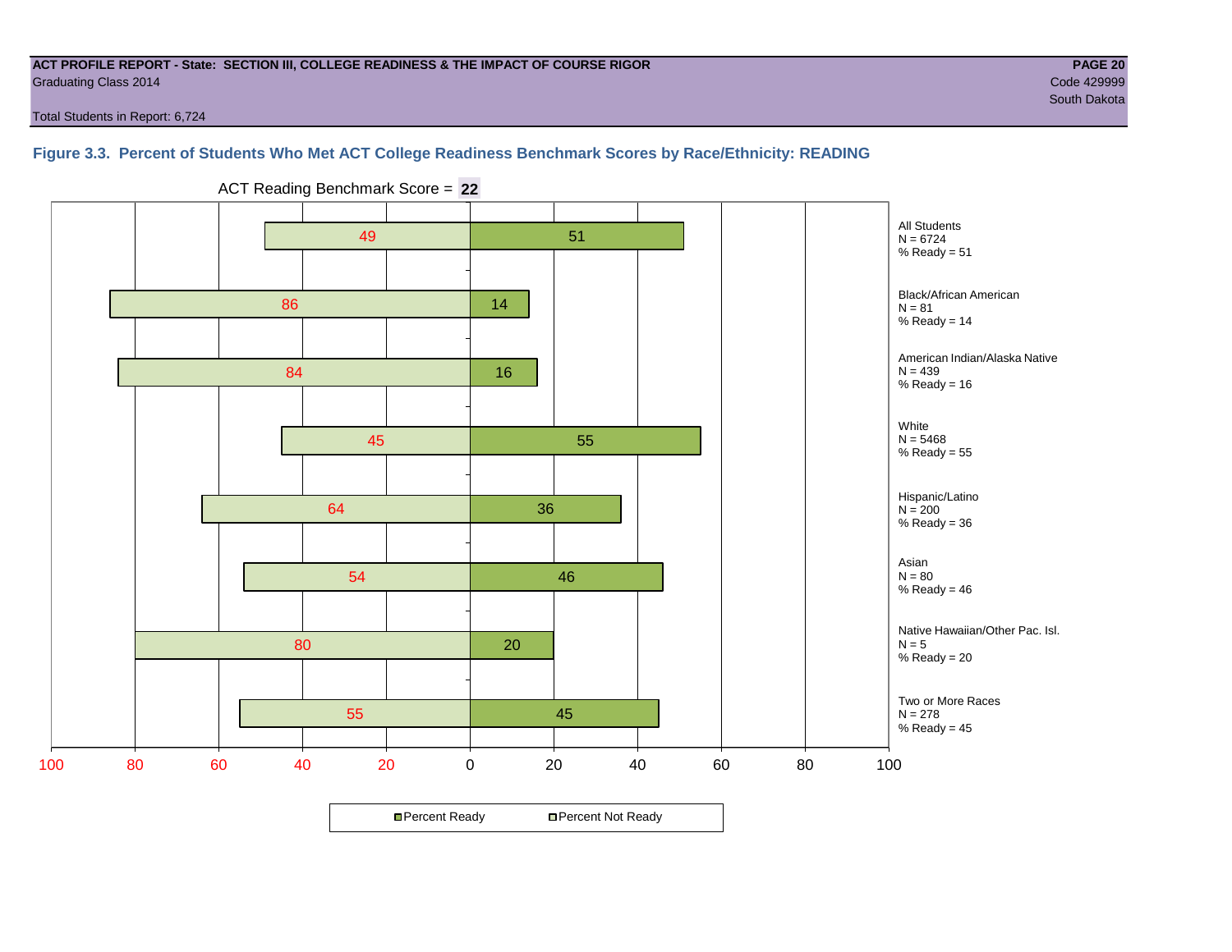**ACT PROFILE REPORT - State: SECTION III, COLLEGE READINESS & THE IMPACT OF COURSE RIGOR**
Graduating Class 2014
Code 429999
South Dakota

Total Students in Report: 6,724

### Figure 3.3. Percent of Students Who Met ACT College Readiness Benchmark Scores by Race/Ethnicity: READING

ACT Reading Benchmark Score = **22**

| Group | N | Percent Not Ready | Percent Ready |
|---|---|---|---|
| All Students | 6724 | 49 | 51 |
| Black/African American | 81 | 86 | 14 |
| American Indian/Alaska Native | 439 | 84 | 16 |
| White | 5468 | 45 | 55 |
| Hispanic/Latino | 200 | 64 | 36 |
| Asian | 80 | 54 | 46 |
| Native Hawaiian/Other Pac. Isl. | 5 | 80 | 20 |
| Two or More Races | 278 | 55 | 45 |

All Students
N = 6724
% Ready = 51

Black/African American
N = 81
% Ready = 14

American Indian/Alaska Native
N = 439
% Ready = 16

White
N = 5468
% Ready = 55

Hispanic/Latino
N = 200
% Ready = 36

Asian
N = 80
% Ready = 46

Native Hawaiian/Other Pac. Isl.
N = 5
% Ready = 20

Two or More Races
N = 278
% Ready = 45

Percent Ready | Percent Not Ready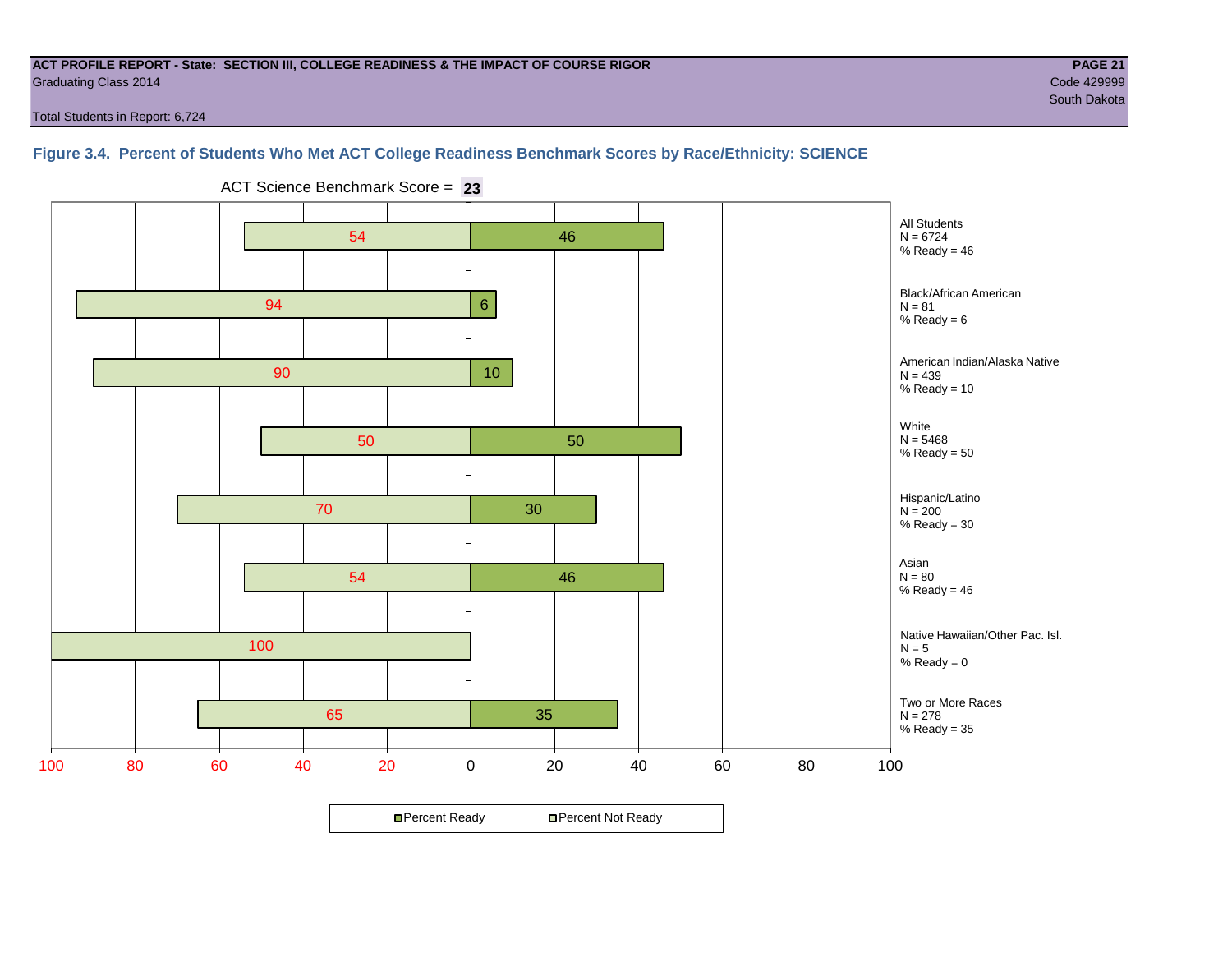**ACT PROFILE REPORT - State: SECTION III, COLLEGE READINESS & THE IMPACT OF COURSE RIGOR**
Graduating Class 2014
Code 429999
South Dakota

Total Students in Report: 6,724

### Figure 3.4. Percent of Students Who Met ACT College Readiness Benchmark Scores by Race/Ethnicity: SCIENCE

ACT Science Benchmark Score = **23**

| Group | N | Percent Not Ready | Percent Ready | % Ready |
|---|---|---|---|---|
| All Students | 6724 | 54 | 46 | 46 |
| Black/African American | 81 | 94 | 6 | 6 |
| American Indian/Alaska Native | 439 | 90 | 10 | 10 |
| White | 5468 | 50 | 50 | 50 |
| Hispanic/Latino | 200 | 70 | 30 | 30 |
| Asian | 80 | 54 | 46 | 46 |
| Native Hawaiian/Other Pac. Isl. | 5 | 100 | | 0 |
| Two or More Races | 278 | 65 | 35 | 35 |

Percent Ready / Percent Not Ready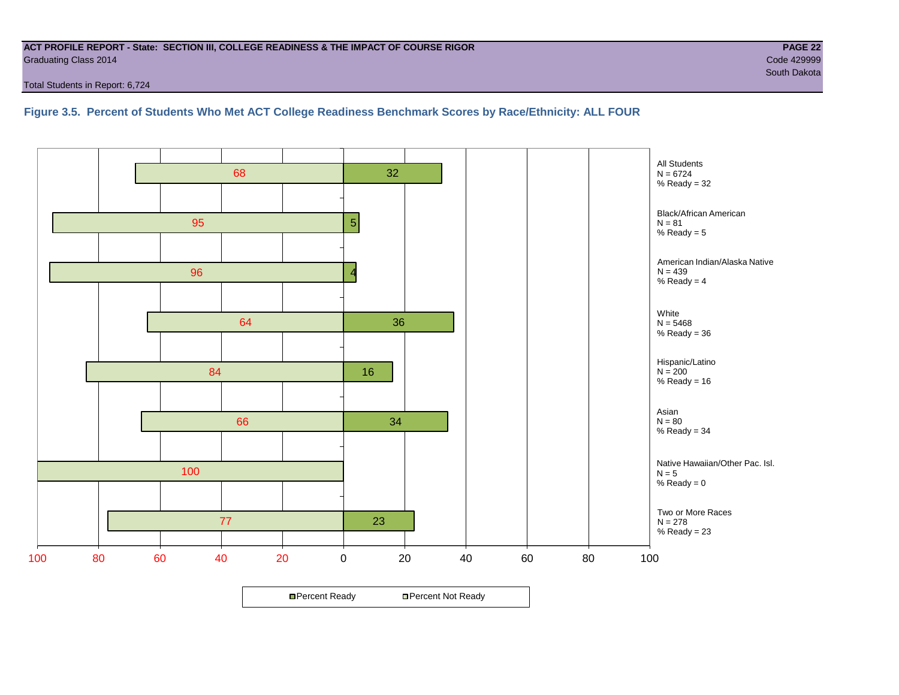ACT PROFILE REPORT - State: SECTION III, COLLEGE READINESS & THE IMPACT OF COURSE RIGOR

Graduating Class 2014

Code 429999

South Dakota

Total Students in Report: 6,724

**Figure 3.5. Percent of Students Who Met ACT College Readiness Benchmark Scores by Race/Ethnicity: ALL FOUR**

| Group | N | Percent Not Ready | Percent Ready |
|---|---|---|---|
| All Students | 6724 | 68 | 32 |
| Black/African American | 81 | 95 | 5 |
| American Indian/Alaska Native | 439 | 96 | 4 |
| White | 5468 | 64 | 36 |
| Hispanic/Latino | 200 | 84 | 16 |
| Asian | 80 | 66 | 34 |
| Native Hawaiian/Other Pac. Isl. | 5 | 100 | 0 |
| Two or More Races | 278 | 77 | 23 |

Percent Ready  Percent Not Ready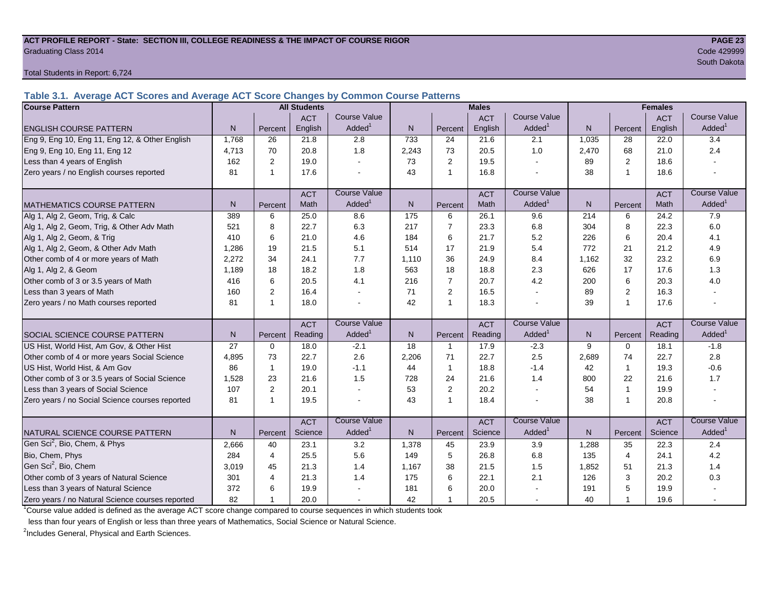**ACT PROFILE REPORT - State: SECTION III, COLLEGE READINESS & THE IMPACT OF COURSE RIGOR**

Graduating Class 2014

Code 429999

South Dakota

Total Students in Report: 6,724

### Table 3.1. Average ACT Scores and Average ACT Score Changes by Common Course Patterns

| Course Pattern | All Students | | | | Males | | | | Females | | | |
|---|---|---|---|---|---|---|---|---|---|---|---|---|
| ENGLISH COURSE PATTERN | N | Percent | ACT English | Course Value Added[1] | N | Percent | ACT English | Course Value Added[1] | N | Percent | ACT English | Course Value Added[1] |
| Eng 9, Eng 10, Eng 11, Eng 12, & Other English | 1,768 | 26 | 21.8 | 2.8 | 733 | 24 | 21.6 | 2.1 | 1,035 | 28 | 22.0 | 3.4 |
| Eng 9, Eng 10, Eng 11, Eng 12 | 4,713 | 70 | 20.8 | 1.8 | 2,243 | 73 | 20.5 | 1.0 | 2,470 | 68 | 21.0 | 2.4 |
| Less than 4 years of English | 162 | 2 | 19.0 | - | 73 | 2 | 19.5 | - | 89 | 2 | 18.6 | - |
| Zero years / no English courses reported | 81 | 1 | 17.6 | - | 43 | 1 | 16.8 | - | 38 | 1 | 18.6 | - |
| MATHEMATICS COURSE PATTERN | N | Percent | ACT Math | Course Value Added[1] | N | Percent | ACT Math | Course Value Added[1] | N | Percent | ACT Math | Course Value Added[1] |
| Alg 1, Alg 2, Geom, Trig, & Calc | 389 | 6 | 25.0 | 8.6 | 175 | 6 | 26.1 | 9.6 | 214 | 6 | 24.2 | 7.9 |
| Alg 1, Alg 2, Geom, Trig, & Other Adv Math | 521 | 8 | 22.7 | 6.3 | 217 | 7 | 23.3 | 6.8 | 304 | 8 | 22.3 | 6.0 |
| Alg 1, Alg 2, Geom, & Trig | 410 | 6 | 21.0 | 4.6 | 184 | 6 | 21.7 | 5.2 | 226 | 6 | 20.4 | 4.1 |
| Alg 1, Alg 2, Geom, & Other Adv Math | 1,286 | 19 | 21.5 | 5.1 | 514 | 17 | 21.9 | 5.4 | 772 | 21 | 21.2 | 4.9 |
| Other comb of 4 or more years of Math | 2,272 | 34 | 24.1 | 7.7 | 1,110 | 36 | 24.9 | 8.4 | 1,162 | 32 | 23.2 | 6.9 |
| Alg 1, Alg 2, & Geom | 1,189 | 18 | 18.2 | 1.8 | 563 | 18 | 18.8 | 2.3 | 626 | 17 | 17.6 | 1.3 |
| Other comb of 3 or 3.5 years of Math | 416 | 6 | 20.5 | 4.1 | 216 | 7 | 20.7 | 4.2 | 200 | 6 | 20.3 | 4.0 |
| Less than 3 years of Math | 160 | 2 | 16.4 | - | 71 | 2 | 16.5 | - | 89 | 2 | 16.3 | - |
| Zero years / no Math courses reported | 81 | 1 | 18.0 | - | 42 | 1 | 18.3 | - | 39 | 1 | 17.6 | - |
| SOCIAL SCIENCE COURSE PATTERN | N | Percent | ACT Reading | Course Value Added[1] | N | Percent | ACT Reading | Course Value Added[1] | N | Percent | ACT Reading | Course Value Added[1] |
| US Hist, World Hist, Am Gov, & Other Hist | 27 | 0 | 18.0 | -2.1 | 18 | 1 | 17.9 | -2.3 | 9 | 0 | 18.1 | -1.8 |
| Other comb of 4 or more years Social Science | 4,895 | 73 | 22.7 | 2.6 | 2,206 | 71 | 22.7 | 2.5 | 2,689 | 74 | 22.7 | 2.8 |
| US Hist, World Hist, & Am Gov | 86 | 1 | 19.0 | -1.1 | 44 | 1 | 18.8 | -1.4 | 42 | 1 | 19.3 | -0.6 |
| Other comb of 3 or 3.5 years of Social Science | 1,528 | 23 | 21.6 | 1.5 | 728 | 24 | 21.6 | 1.4 | 800 | 22 | 21.6 | 1.7 |
| Less than 3 years of Social Science | 107 | 2 | 20.1 | - | 53 | 2 | 20.2 | - | 54 | 1 | 19.9 | - |
| Zero years / no Social Science courses reported | 81 | 1 | 19.5 | - | 43 | 1 | 18.4 | - | 38 | 1 | 20.8 | - |
| NATURAL SCIENCE COURSE PATTERN | N | Percent | ACT Science | Course Value Added[1] | N | Percent | ACT Science | Course Value Added[1] | N | Percent | ACT Science | Course Value Added[1] |
| Gen Sci[2], Bio, Chem, & Phys | 2,666 | 40 | 23.1 | 3.2 | 1,378 | 45 | 23.9 | 3.9 | 1,288 | 35 | 22.3 | 2.4 |
| Bio, Chem, Phys | 284 | 4 | 25.5 | 5.6 | 149 | 5 | 26.8 | 6.8 | 135 | 4 | 24.1 | 4.2 |
| Gen Sci[2], Bio, Chem | 3,019 | 45 | 21.3 | 1.4 | 1,167 | 38 | 21.5 | 1.5 | 1,852 | 51 | 21.3 | 1.4 |
| Other comb of 3 years of Natural Science | 301 | 4 | 21.3 | 1.4 | 175 | 6 | 22.1 | 2.1 | 126 | 3 | 20.2 | 0.3 |
| Less than 3 years of Natural Science | 372 | 6 | 19.9 | - | 181 | 6 | 20.0 | - | 191 | 5 | 19.9 | - |
| Zero years / no Natural Science courses reported | 82 | 1 | 20.0 | - | 42 | 1 | 20.5 | - | 40 | 1 | 19.6 | - |

[1] Course value added is defined as the average ACT score change compared to course sequences in which students took less than four years of English or less than three years of Mathematics, Social Science or Natural Science.

[2] Includes General, Physical and Earth Sciences.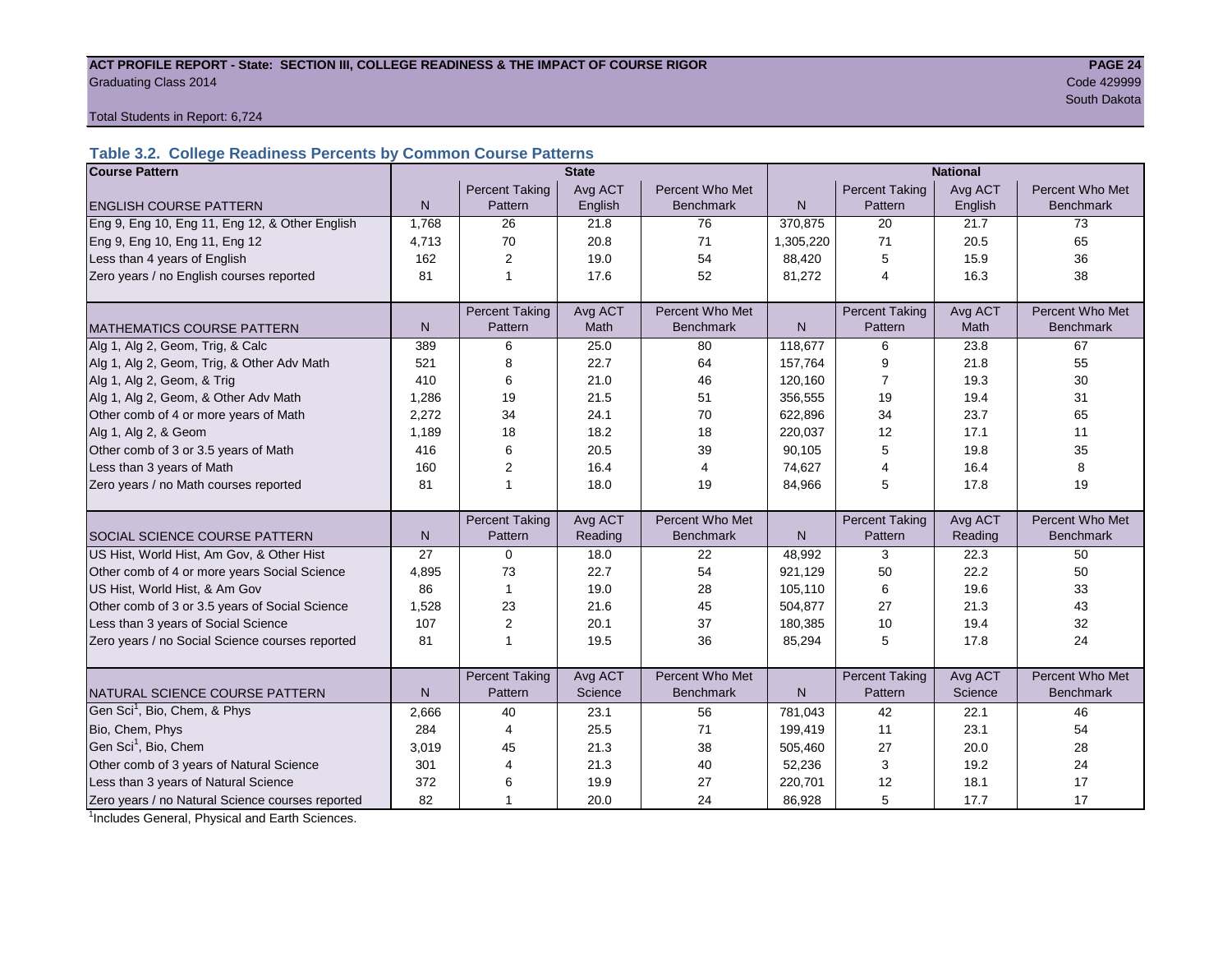ACT PROFILE REPORT - State: SECTION III, COLLEGE READINESS & THE IMPACT OF COURSE RIGOR
Graduating Class 2014
Code 429999
South Dakota

Total Students in Report: 6,724

### Table 3.2. College Readiness Percents by Common Course Patterns

| Course Pattern | State | | | | National | | | |
|---|---|---|---|---|---|---|---|---|
| ENGLISH COURSE PATTERN | N | Percent Taking Pattern | Avg ACT English | Percent Who Met Benchmark | N | Percent Taking Pattern | Avg ACT English | Percent Who Met Benchmark |
| Eng 9, Eng 10, Eng 11, Eng 12, & Other English | 1,768 | 26 | 21.8 | 76 | 370,875 | 20 | 21.7 | 73 |
| Eng 9, Eng 10, Eng 11, Eng 12 | 4,713 | 70 | 20.8 | 71 | 1,305,220 | 71 | 20.5 | 65 |
| Less than 4 years of English | 162 | 2 | 19.0 | 54 | 88,420 | 5 | 15.9 | 36 |
| Zero years / no English courses reported | 81 | 1 | 17.6 | 52 | 81,272 | 4 | 16.3 | 38 |
| MATHEMATICS COURSE PATTERN | N | Percent Taking Pattern | Avg ACT Math | Percent Who Met Benchmark | N | Percent Taking Pattern | Avg ACT Math | Percent Who Met Benchmark |
| Alg 1, Alg 2, Geom, Trig, & Calc | 389 | 6 | 25.0 | 80 | 118,677 | 6 | 23.8 | 67 |
| Alg 1, Alg 2, Geom, Trig, & Other Adv Math | 521 | 8 | 22.7 | 64 | 157,764 | 9 | 21.8 | 55 |
| Alg 1, Alg 2, Geom, & Trig | 410 | 6 | 21.0 | 46 | 120,160 | 7 | 19.3 | 30 |
| Alg 1, Alg 2, Geom, & Other Adv Math | 1,286 | 19 | 21.5 | 51 | 356,555 | 19 | 19.4 | 31 |
| Other comb of 4 or more years of Math | 2,272 | 34 | 24.1 | 70 | 622,896 | 34 | 23.7 | 65 |
| Alg 1, Alg 2, & Geom | 1,189 | 18 | 18.2 | 18 | 220,037 | 12 | 17.1 | 11 |
| Other comb of 3 or 3.5 years of Math | 416 | 6 | 20.5 | 39 | 90,105 | 5 | 19.8 | 35 |
| Less than 3 years of Math | 160 | 2 | 16.4 | 4 | 74,627 | 4 | 16.4 | 8 |
| Zero years / no Math courses reported | 81 | 1 | 18.0 | 19 | 84,966 | 5 | 17.8 | 19 |
| SOCIAL SCIENCE COURSE PATTERN | N | Percent Taking Pattern | Avg ACT Reading | Percent Who Met Benchmark | N | Percent Taking Pattern | Avg ACT Reading | Percent Who Met Benchmark |
| US Hist, World Hist, Am Gov, & Other Hist | 27 | 0 | 18.0 | 22 | 48,992 | 3 | 22.3 | 50 |
| Other comb of 4 or more years Social Science | 4,895 | 73 | 22.7 | 54 | 921,129 | 50 | 22.2 | 50 |
| US Hist, World Hist, & Am Gov | 86 | 1 | 19.0 | 28 | 105,110 | 6 | 19.6 | 33 |
| Other comb of 3 or 3.5 years of Social Science | 1,528 | 23 | 21.6 | 45 | 504,877 | 27 | 21.3 | 43 |
| Less than 3 years of Social Science | 107 | 2 | 20.1 | 37 | 180,385 | 10 | 19.4 | 32 |
| Zero years / no Social Science courses reported | 81 | 1 | 19.5 | 36 | 85,294 | 5 | 17.8 | 24 |
| NATURAL SCIENCE COURSE PATTERN | N | Percent Taking Pattern | Avg ACT Science | Percent Who Met Benchmark | N | Percent Taking Pattern | Avg ACT Science | Percent Who Met Benchmark |
| Gen Sci[1], Bio, Chem, & Phys | 2,666 | 40 | 23.1 | 56 | 781,043 | 42 | 22.1 | 46 |
| Bio, Chem, Phys | 284 | 4 | 25.5 | 71 | 199,419 | 11 | 23.1 | 54 |
| Gen Sci[1], Bio, Chem | 3,019 | 45 | 21.3 | 38 | 505,460 | 27 | 20.0 | 28 |
| Other comb of 3 years of Natural Science | 301 | 4 | 21.3 | 40 | 52,236 | 3 | 19.2 | 24 |
| Less than 3 years of Natural Science | 372 | 6 | 19.9 | 27 | 220,701 | 12 | 18.1 | 17 |
| Zero years / no Natural Science courses reported | 82 | 1 | 20.0 | 24 | 86,928 | 5 | 17.7 | 17 |

[1]Includes General, Physical and Earth Sciences.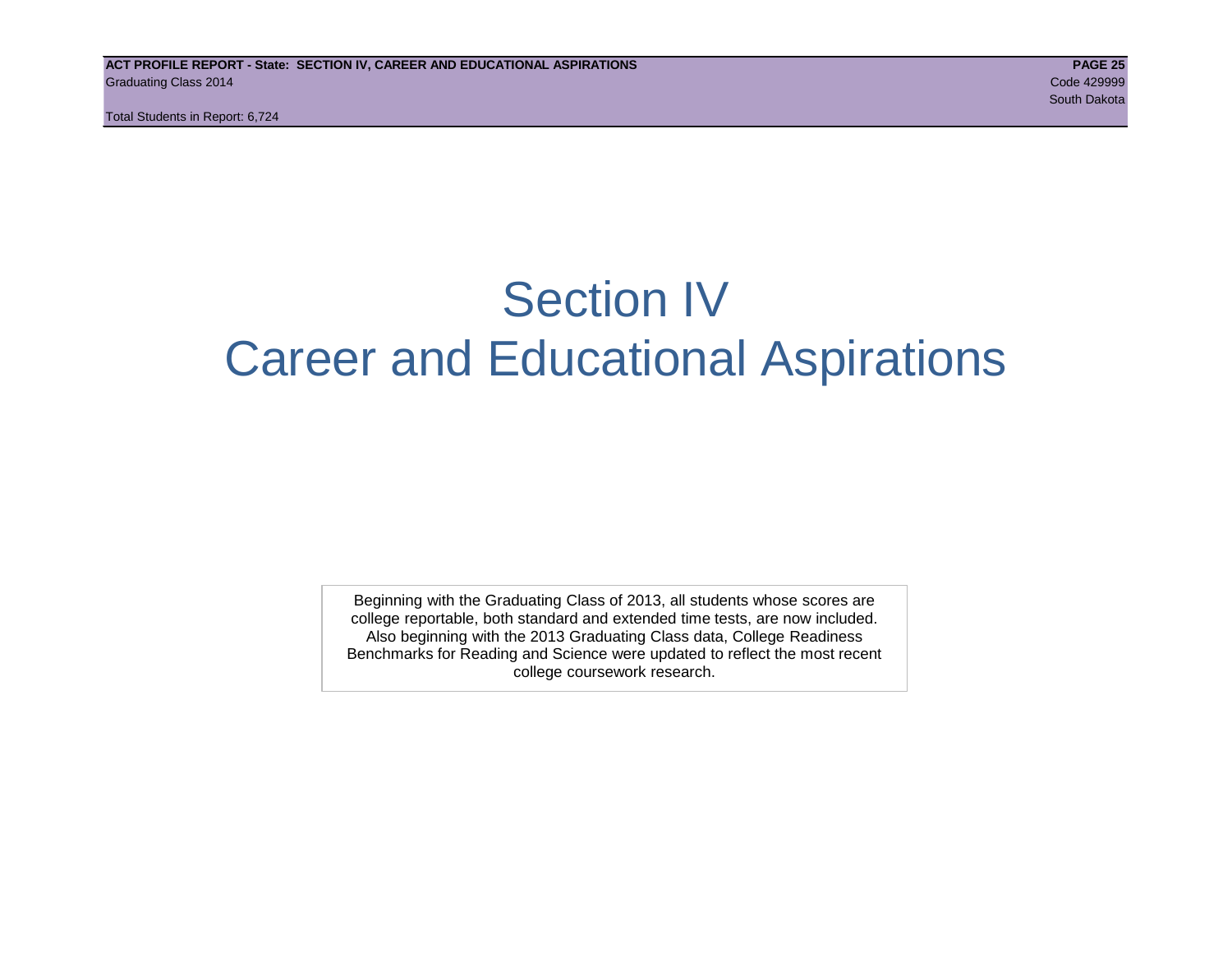# Section IV
# Career and Educational Aspirations

Beginning with the Graduating Class of 2013, all students whose scores are college reportable, both standard and extended time tests, are now included. Also beginning with the 2013 Graduating Class data, College Readiness Benchmarks for Reading and Science were updated to reflect the most recent college coursework research.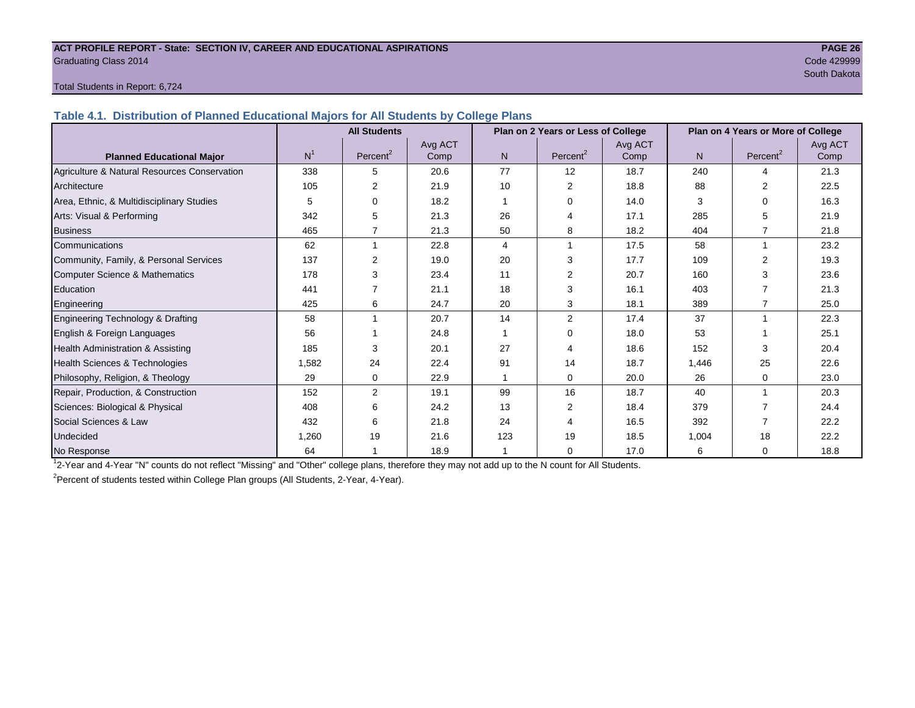**ACT PROFILE REPORT - State: SECTION IV, CAREER AND EDUCATIONAL ASPIRATIONS**
Graduating Class 2014
Code 429999
South Dakota

Total Students in Report: 6,724

### Table 4.1. Distribution of Planned Educational Majors for All Students by College Plans

| Planned Educational Major | All Students | | | Plan on 2 Years or Less of College | | | Plan on 4 Years or More of College | | |
|---|---|---|---|---|---|---|---|---|---|
| | N[1] | Percent[2] | Avg ACT Comp | N | Percent[2] | Avg ACT Comp | N | Percent[2] | Avg ACT Comp |
| Agriculture & Natural Resources Conservation | 338 | 5 | 20.6 | 77 | 12 | 18.7 | 240 | 4 | 21.3 |
| Architecture | 105 | 2 | 21.9 | 10 | 2 | 18.8 | 88 | 2 | 22.5 |
| Area, Ethnic, & Multidisciplinary Studies | 5 | 0 | 18.2 | 1 | 0 | 14.0 | 3 | 0 | 16.3 |
| Arts: Visual & Performing | 342 | 5 | 21.3 | 26 | 4 | 17.1 | 285 | 5 | 21.9 |
| Business | 465 | 7 | 21.3 | 50 | 8 | 18.2 | 404 | 7 | 21.8 |
| Communications | 62 | 1 | 22.8 | 4 | 1 | 17.5 | 58 | 1 | 23.2 |
| Community, Family, & Personal Services | 137 | 2 | 19.0 | 20 | 3 | 17.7 | 109 | 2 | 19.3 |
| Computer Science & Mathematics | 178 | 3 | 23.4 | 11 | 2 | 20.7 | 160 | 3 | 23.6 |
| Education | 441 | 7 | 21.1 | 18 | 3 | 16.1 | 403 | 7 | 21.3 |
| Engineering | 425 | 6 | 24.7 | 20 | 3 | 18.1 | 389 | 7 | 25.0 |
| Engineering Technology & Drafting | 58 | 1 | 20.7 | 14 | 2 | 17.4 | 37 | 1 | 22.3 |
| English & Foreign Languages | 56 | 1 | 24.8 | 1 | 0 | 18.0 | 53 | 1 | 25.1 |
| Health Administration & Assisting | 185 | 3 | 20.1 | 27 | 4 | 18.6 | 152 | 3 | 20.4 |
| Health Sciences & Technologies | 1,582 | 24 | 22.4 | 91 | 14 | 18.7 | 1,446 | 25 | 22.6 |
| Philosophy, Religion, & Theology | 29 | 0 | 22.9 | 1 | 0 | 20.0 | 26 | 0 | 23.0 |
| Repair, Production, & Construction | 152 | 2 | 19.1 | 99 | 16 | 18.7 | 40 | 1 | 20.3 |
| Sciences: Biological & Physical | 408 | 6 | 24.2 | 13 | 2 | 18.4 | 379 | 7 | 24.4 |
| Social Sciences & Law | 432 | 6 | 21.8 | 24 | 4 | 16.5 | 392 | 7 | 22.2 |
| Undecided | 1,260 | 19 | 21.6 | 123 | 19 | 18.5 | 1,004 | 18 | 22.2 |
| No Response | 64 | 1 | 18.9 | 1 | 0 | 17.0 | 6 | 0 | 18.8 |

[1] 2-Year and 4-Year "N" counts do not reflect "Missing" and "Other" college plans, therefore they may not add up to the N count for All Students.

[2] Percent of students tested within College Plan groups (All Students, 2-Year, 4-Year).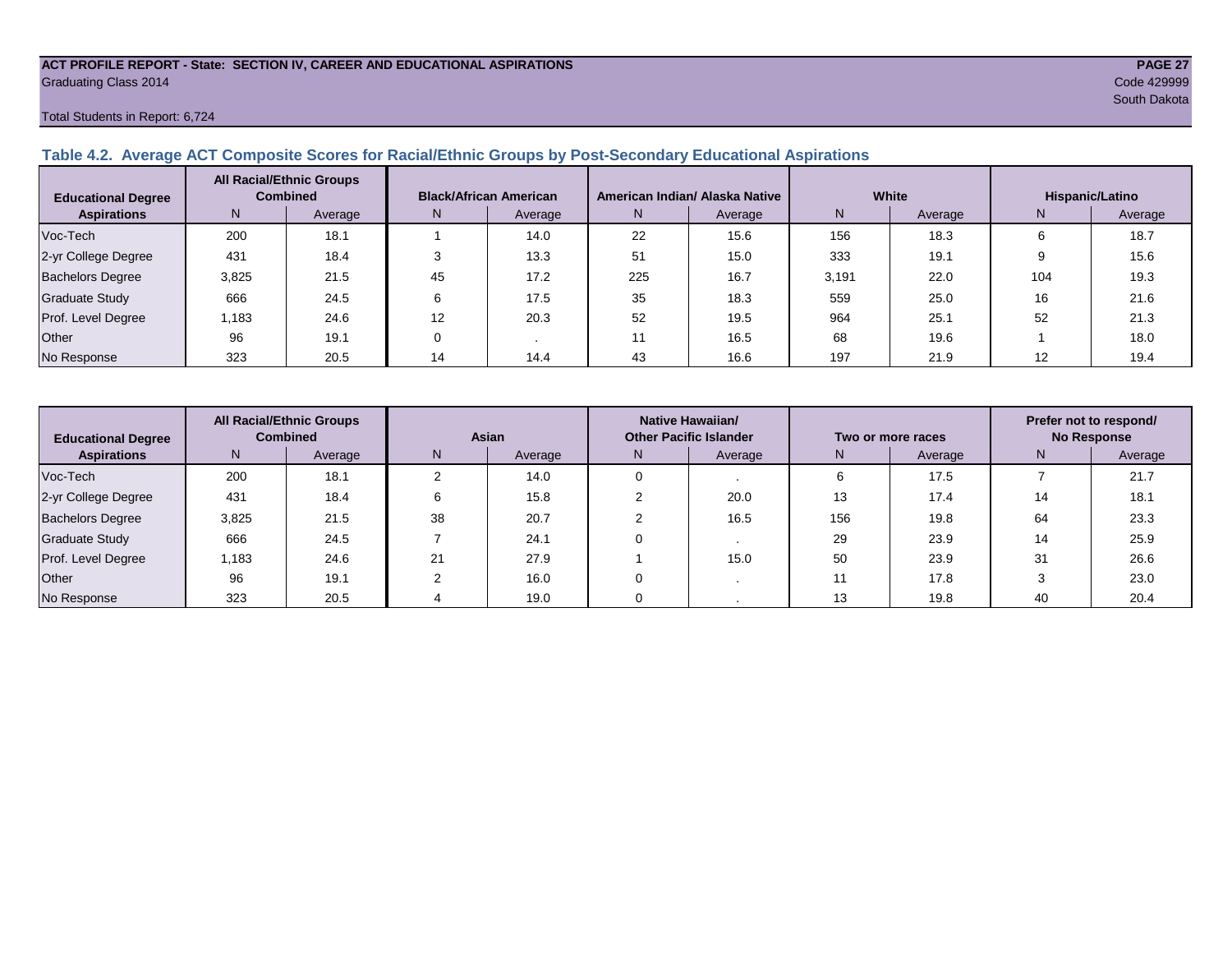ACT PROFILE REPORT - State: SECTION IV, CAREER AND EDUCATIONAL ASPIRATIONS
Graduating Class 2014
Code 429999
South Dakota

Total Students in Report: 6,724

### Table 4.2. Average ACT Composite Scores for Racial/Ethnic Groups by Post-Secondary Educational Aspirations

| Educational Degree Aspirations | All Racial/Ethnic Groups Combined | | Black/African American | | American Indian/ Alaska Native | | White | | Hispanic/Latino | |
|---|---|---|---|---|---|---|---|---|---|---|
| | N | Average | N | Average | N | Average | N | Average | N | Average |
| Voc-Tech | 200 | 18.1 | 1 | 14.0 | 22 | 15.6 | 156 | 18.3 | 6 | 18.7 |
| 2-yr College Degree | 431 | 18.4 | 3 | 13.3 | 51 | 15.0 | 333 | 19.1 | 9 | 15.6 |
| Bachelors Degree | 3,825 | 21.5 | 45 | 17.2 | 225 | 16.7 | 3,191 | 22.0 | 104 | 19.3 |
| Graduate Study | 666 | 24.5 | 6 | 17.5 | 35 | 18.3 | 559 | 25.0 | 16 | 21.6 |
| Prof. Level Degree | 1,183 | 24.6 | 12 | 20.3 | 52 | 19.5 | 964 | 25.1 | 52 | 21.3 |
| Other | 96 | 19.1 | 0 | . | 11 | 16.5 | 68 | 19.6 | 1 | 18.0 |
| No Response | 323 | 20.5 | 14 | 14.4 | 43 | 16.6 | 197 | 21.9 | 12 | 19.4 |

| Educational Degree Aspirations | All Racial/Ethnic Groups Combined | | Asian | | Native Hawaiian/ Other Pacific Islander | | Two or more races | | Prefer not to respond/ No Response | |
|---|---|---|---|---|---|---|---|---|---|---|
| | N | Average | N | Average | N | Average | N | Average | N | Average |
| Voc-Tech | 200 | 18.1 | 2 | 14.0 | 0 | . | 6 | 17.5 | 7 | 21.7 |
| 2-yr College Degree | 431 | 18.4 | 6 | 15.8 | 2 | 20.0 | 13 | 17.4 | 14 | 18.1 |
| Bachelors Degree | 3,825 | 21.5 | 38 | 20.7 | 2 | 16.5 | 156 | 19.8 | 64 | 23.3 |
| Graduate Study | 666 | 24.5 | 7 | 24.1 | 0 | . | 29 | 23.9 | 14 | 25.9 |
| Prof. Level Degree | 1,183 | 24.6 | 21 | 27.9 | 1 | 15.0 | 50 | 23.9 | 31 | 26.6 |
| Other | 96 | 19.1 | 2 | 16.0 | 0 | . | 11 | 17.8 | 3 | 23.0 |
| No Response | 323 | 20.5 | 4 | 19.0 | 0 | . | 13 | 19.8 | 40 | 20.4 |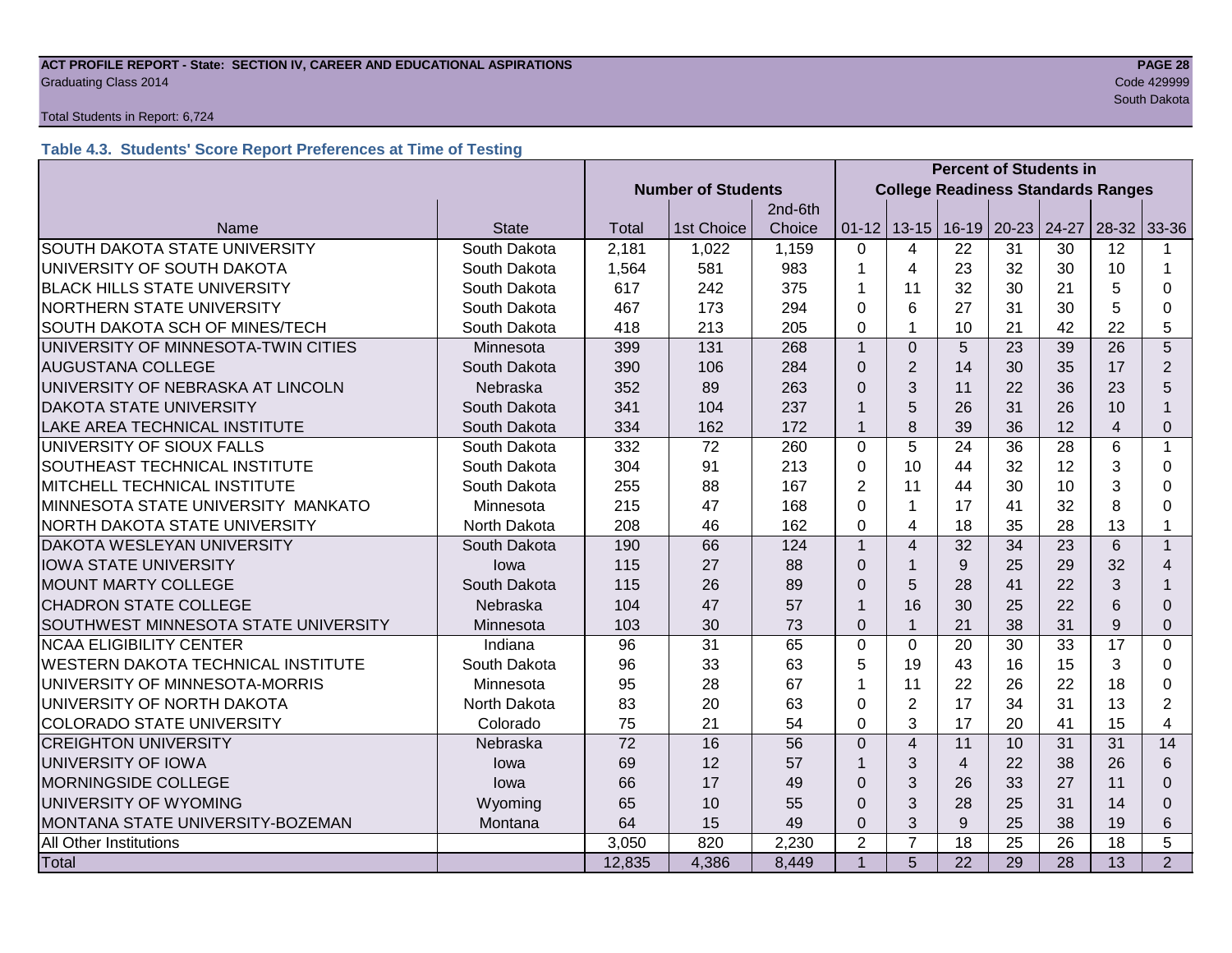Total Students in Report: 6,724

### Table 4.3. Students' Score Report Preferences at Time of Testing

| | | Number of Students | | | Percent of Students in College Readiness Standards Ranges | | | | | | |
|---|---|---|---|---|---|---|---|---|---|---|---|
| Name | State | Total | 1st Choice | 2nd-6th Choice | 01-12 | 13-15 | 16-19 | 20-23 | 24-27 | 28-32 | 33-36 |
| SOUTH DAKOTA STATE UNIVERSITY | South Dakota | 2,181 | 1,022 | 1,159 | 0 | 4 | 22 | 31 | 30 | 12 | 1 |
| UNIVERSITY OF SOUTH DAKOTA | South Dakota | 1,564 | 581 | 983 | 1 | 4 | 23 | 32 | 30 | 10 | 1 |
| BLACK HILLS STATE UNIVERSITY | South Dakota | 617 | 242 | 375 | 1 | 11 | 32 | 30 | 21 | 5 | 0 |
| NORTHERN STATE UNIVERSITY | South Dakota | 467 | 173 | 294 | 0 | 6 | 27 | 31 | 30 | 5 | 0 |
| SOUTH DAKOTA SCH OF MINES/TECH | South Dakota | 418 | 213 | 205 | 0 | 1 | 10 | 21 | 42 | 22 | 5 |
| UNIVERSITY OF MINNESOTA-TWIN CITIES | Minnesota | 399 | 131 | 268 | 1 | 0 | 5 | 23 | 39 | 26 | 5 |
| AUGUSTANA COLLEGE | South Dakota | 390 | 106 | 284 | 0 | 2 | 14 | 30 | 35 | 17 | 2 |
| UNIVERSITY OF NEBRASKA AT LINCOLN | Nebraska | 352 | 89 | 263 | 0 | 3 | 11 | 22 | 36 | 23 | 5 |
| DAKOTA STATE UNIVERSITY | South Dakota | 341 | 104 | 237 | 1 | 5 | 26 | 31 | 26 | 10 | 1 |
| LAKE AREA TECHNICAL INSTITUTE | South Dakota | 334 | 162 | 172 | 1 | 8 | 39 | 36 | 12 | 4 | 0 |
| UNIVERSITY OF SIOUX FALLS | South Dakota | 332 | 72 | 260 | 0 | 5 | 24 | 36 | 28 | 6 | 1 |
| SOUTHEAST TECHNICAL INSTITUTE | South Dakota | 304 | 91 | 213 | 0 | 10 | 44 | 32 | 12 | 3 | 0 |
| MITCHELL TECHNICAL INSTITUTE | South Dakota | 255 | 88 | 167 | 2 | 11 | 44 | 30 | 10 | 3 | 0 |
| MINNESOTA STATE UNIVERSITY MANKATO | Minnesota | 215 | 47 | 168 | 0 | 1 | 17 | 41 | 32 | 8 | 0 |
| NORTH DAKOTA STATE UNIVERSITY | North Dakota | 208 | 46 | 162 | 0 | 4 | 18 | 35 | 28 | 13 | 1 |
| DAKOTA WESLEYAN UNIVERSITY | South Dakota | 190 | 66 | 124 | 1 | 4 | 32 | 34 | 23 | 6 | 1 |
| IOWA STATE UNIVERSITY | Iowa | 115 | 27 | 88 | 0 | 1 | 9 | 25 | 29 | 32 | 4 |
| MOUNT MARTY COLLEGE | South Dakota | 115 | 26 | 89 | 0 | 5 | 28 | 41 | 22 | 3 | 1 |
| CHADRON STATE COLLEGE | Nebraska | 104 | 47 | 57 | 1 | 16 | 30 | 25 | 22 | 6 | 0 |
| SOUTHWEST MINNESOTA STATE UNIVERSITY | Minnesota | 103 | 30 | 73 | 0 | 1 | 21 | 38 | 31 | 9 | 0 |
| NCAA ELIGIBILITY CENTER | Indiana | 96 | 31 | 65 | 0 | 0 | 20 | 30 | 33 | 17 | 0 |
| WESTERN DAKOTA TECHNICAL INSTITUTE | South Dakota | 96 | 33 | 63 | 5 | 19 | 43 | 16 | 15 | 3 | 0 |
| UNIVERSITY OF MINNESOTA-MORRIS | Minnesota | 95 | 28 | 67 | 1 | 11 | 22 | 26 | 22 | 18 | 0 |
| UNIVERSITY OF NORTH DAKOTA | North Dakota | 83 | 20 | 63 | 0 | 2 | 17 | 34 | 31 | 13 | 2 |
| COLORADO STATE UNIVERSITY | Colorado | 75 | 21 | 54 | 0 | 3 | 17 | 20 | 41 | 15 | 4 |
| CREIGHTON UNIVERSITY | Nebraska | 72 | 16 | 56 | 0 | 4 | 11 | 10 | 31 | 31 | 14 |
| UNIVERSITY OF IOWA | Iowa | 69 | 12 | 57 | 1 | 3 | 4 | 22 | 38 | 26 | 6 |
| MORNINGSIDE COLLEGE | Iowa | 66 | 17 | 49 | 0 | 3 | 26 | 33 | 27 | 11 | 0 |
| UNIVERSITY OF WYOMING | Wyoming | 65 | 10 | 55 | 0 | 3 | 28 | 25 | 31 | 14 | 0 |
| MONTANA STATE UNIVERSITY-BOZEMAN | Montana | 64 | 15 | 49 | 0 | 3 | 9 | 25 | 38 | 19 | 6 |
| All Other Institutions | | 3,050 | 820 | 2,230 | 2 | 7 | 18 | 25 | 26 | 18 | 5 |
| Total | | 12,835 | 4,386 | 8,449 | 1 | 5 | 22 | 29 | 28 | 13 | 2 |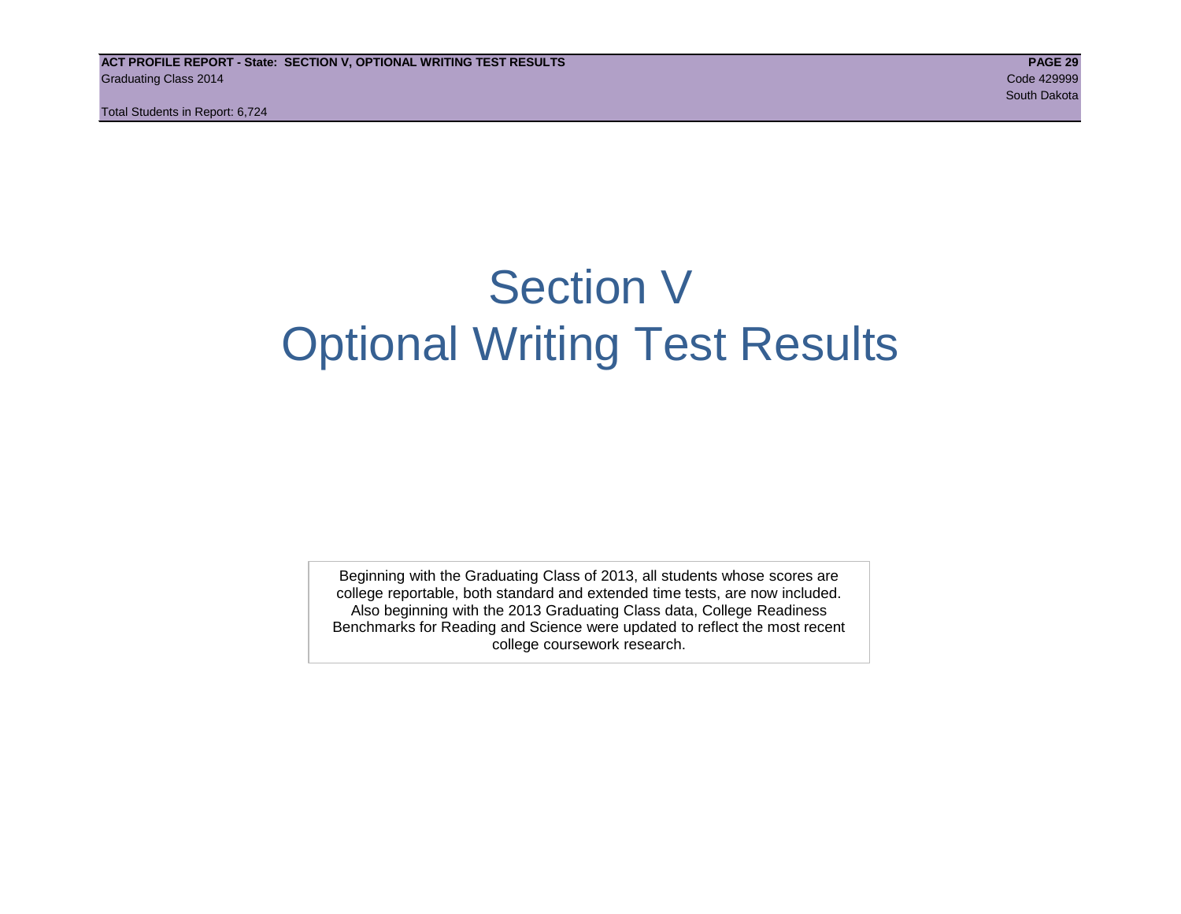# Section V
# Optional Writing Test Results

Beginning with the Graduating Class of 2013, all students whose scores are college reportable, both standard and extended time tests, are now included. Also beginning with the 2013 Graduating Class data, College Readiness Benchmarks for Reading and Science were updated to reflect the most recent college coursework research.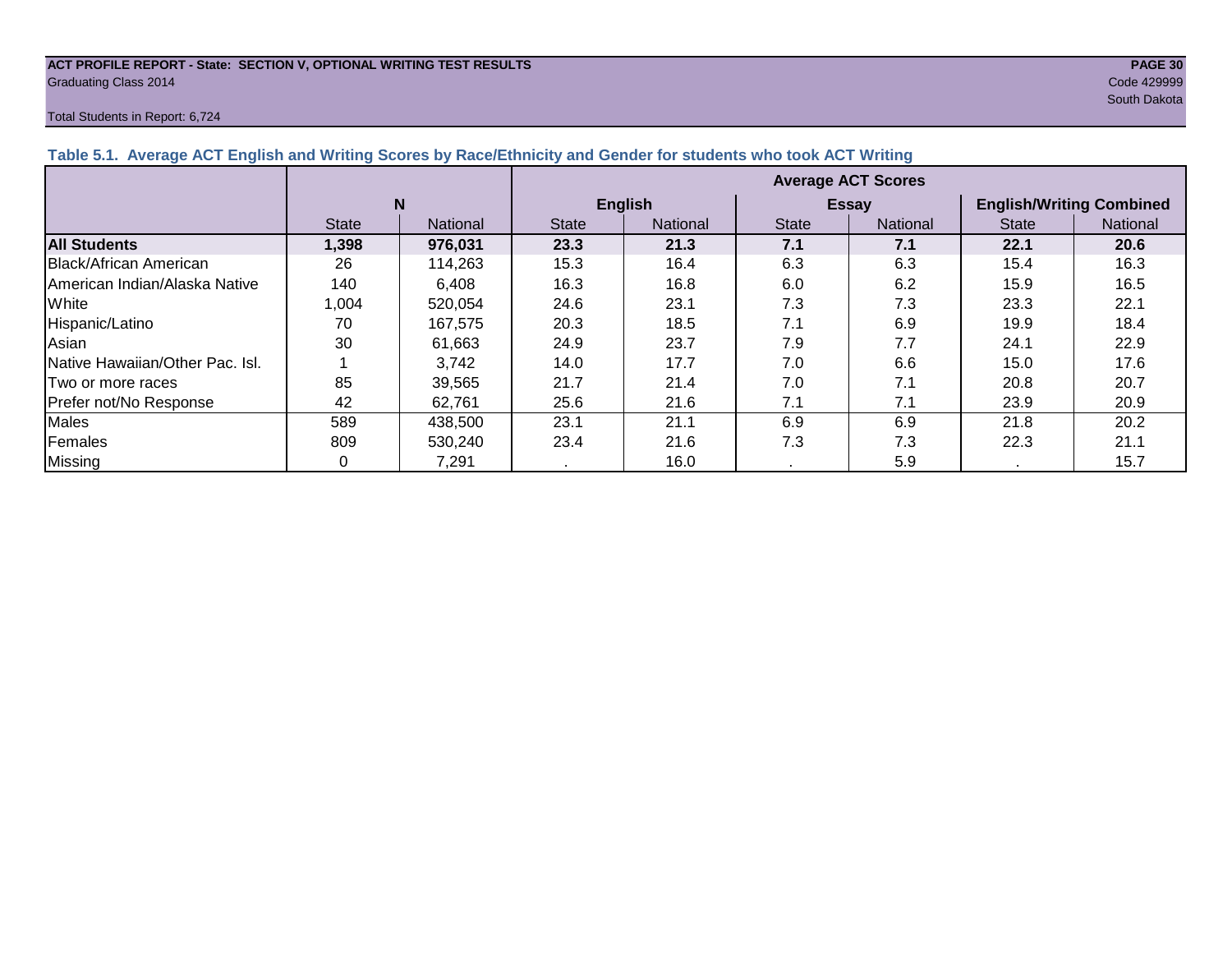**ACT PROFILE REPORT - State: SECTION V, OPTIONAL WRITING TEST RESULTS**
Graduating Class 2014

Code 429999
South Dakota

Total Students in Report: 6,724

### Table 5.1. Average ACT English and Writing Scores by Race/Ethnicity and Gender for students who took ACT Writing

| | N | | Average ACT Scores | | | | | |
|---|---|---|---|---|---|---|---|---|
| | | | English | | Essay | | English/Writing Combined | |
| | State | National | State | National | State | National | State | National |
| **All Students** | **1,398** | **976,031** | **23.3** | **21.3** | **7.1** | **7.1** | **22.1** | **20.6** |
| Black/African American | 26 | 114,263 | 15.3 | 16.4 | 6.3 | 6.3 | 15.4 | 16.3 |
| American Indian/Alaska Native | 140 | 6,408 | 16.3 | 16.8 | 6.0 | 6.2 | 15.9 | 16.5 |
| White | 1,004 | 520,054 | 24.6 | 23.1 | 7.3 | 7.3 | 23.3 | 22.1 |
| Hispanic/Latino | 70 | 167,575 | 20.3 | 18.5 | 7.1 | 6.9 | 19.9 | 18.4 |
| Asian | 30 | 61,663 | 24.9 | 23.7 | 7.9 | 7.7 | 24.1 | 22.9 |
| Native Hawaiian/Other Pac. Isl. | 1 | 3,742 | 14.0 | 17.7 | 7.0 | 6.6 | 15.0 | 17.6 |
| Two or more races | 85 | 39,565 | 21.7 | 21.4 | 7.0 | 7.1 | 20.8 | 20.7 |
| Prefer not/No Response | 42 | 62,761 | 25.6 | 21.6 | 7.1 | 7.1 | 23.9 | 20.9 |
| Males | 589 | 438,500 | 23.1 | 21.1 | 6.9 | 6.9 | 21.8 | 20.2 |
| Females | 809 | 530,240 | 23.4 | 21.6 | 7.3 | 7.3 | 22.3 | 21.1 |
| Missing | 0 | 7,291 | . | 16.0 | . | 5.9 | . | 15.7 |